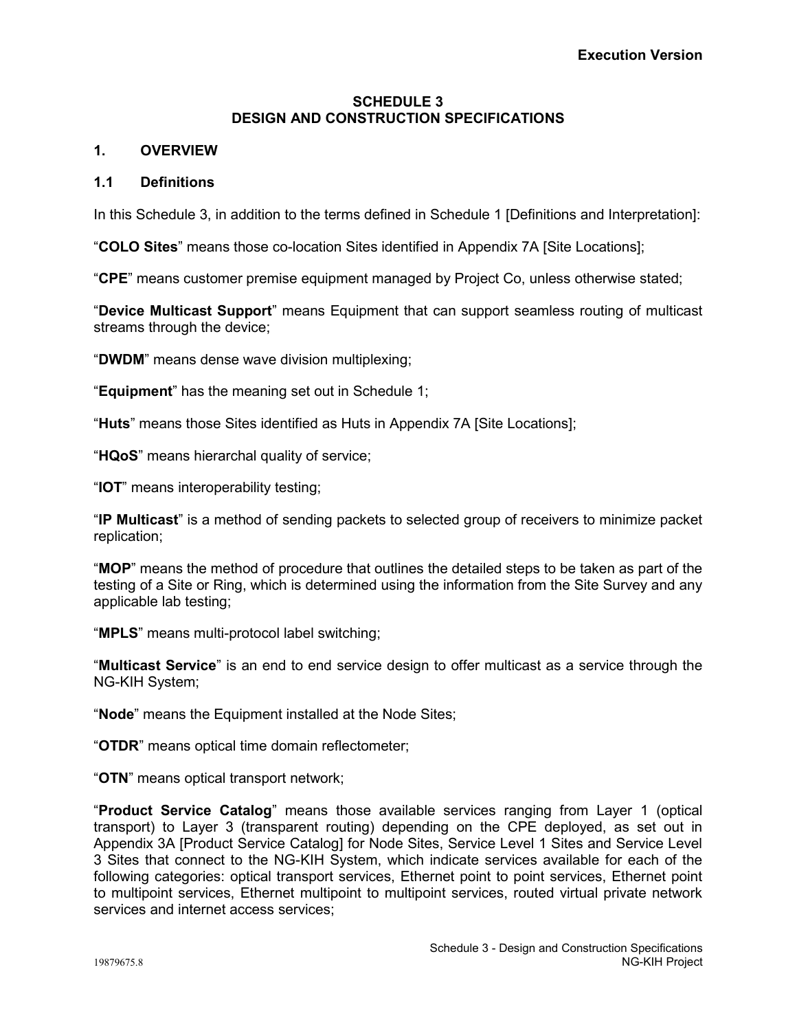# SCHEDULE 3
# DESIGN AND CONSTRUCTION SPECIFICATIONS

## 1. OVERVIEW

### 1.1 Definitions

In this Schedule 3, in addition to the terms defined in Schedule 1 [Definitions and Interpretation]:

"**COLO Sites**" means those co-location Sites identified in Appendix 7A [Site Locations];

"**CPE**" means customer premise equipment managed by Project Co, unless otherwise stated;

"**Device Multicast Support**" means Equipment that can support seamless routing of multicast streams through the device;

"**DWDM**" means dense wave division multiplexing;

"**Equipment**" has the meaning set out in Schedule 1;

"**Huts**" means those Sites identified as Huts in Appendix 7A [Site Locations];

"**HQoS**" means hierarchal quality of service;

"**IOT**" means interoperability testing;

"**IP Multicast**" is a method of sending packets to selected group of receivers to minimize packet replication;

"**MOP**" means the method of procedure that outlines the detailed steps to be taken as part of the testing of a Site or Ring, which is determined using the information from the Site Survey and any applicable lab testing;

"**MPLS**" means multi-protocol label switching;

"**Multicast Service**" is an end to end service design to offer multicast as a service through the NG-KIH System;

"**Node**" means the Equipment installed at the Node Sites;

"**OTDR**" means optical time domain reflectometer;

"**OTN**" means optical transport network;

"**Product Service Catalog**" means those available services ranging from Layer 1 (optical transport) to Layer 3 (transparent routing) depending on the CPE deployed, as set out in Appendix 3A [Product Service Catalog] for Node Sites, Service Level 1 Sites and Service Level 3 Sites that connect to the NG-KIH System, which indicate services available for each of the following categories: optical transport services, Ethernet point to point services, Ethernet point to multipoint services, Ethernet multipoint to multipoint services, routed virtual private network services and internet access services;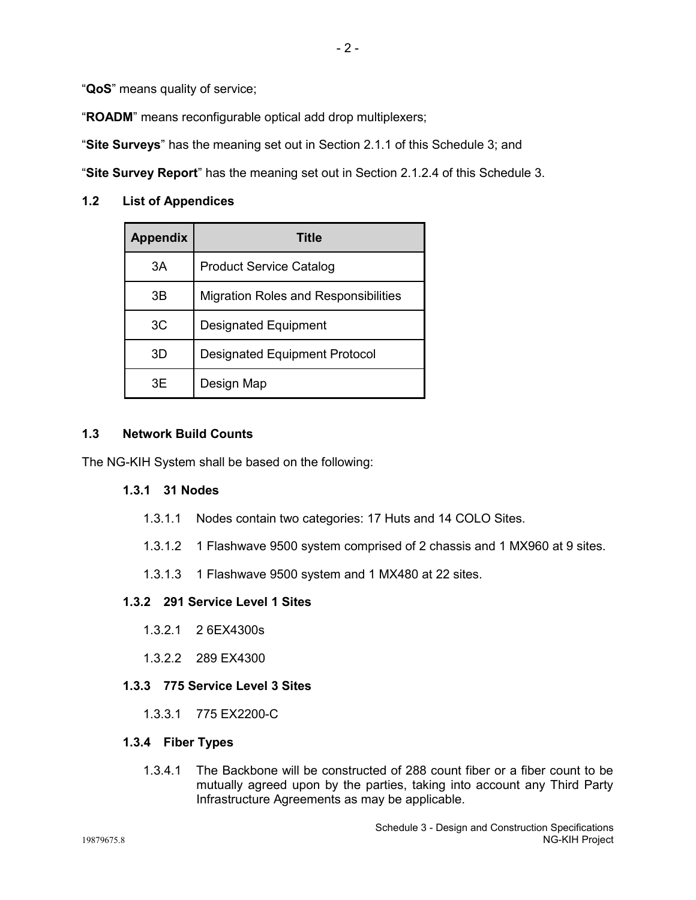"**QoS**" means quality of service;

"**ROADM**" means reconfigurable optical add drop multiplexers;

"**Site Surveys**" has the meaning set out in Section 2.1.1 of this Schedule 3; and

"**Site Survey Report**" has the meaning set out in Section 2.1.2.4 of this Schedule 3.

### 1.2 List of Appendices

| Appendix | Title |
|---|---|
| 3A | Product Service Catalog |
| 3B | Migration Roles and Responsibilities |
| 3C | Designated Equipment |
| 3D | Designated Equipment Protocol |
| 3E | Design Map |

### 1.3 Network Build Counts

The NG-KIH System shall be based on the following:

#### 1.3.1 31 Nodes

1.3.1.1 Nodes contain two categories: 17 Huts and 14 COLO Sites.

1.3.1.2 1 Flashwave 9500 system comprised of 2 chassis and 1 MX960 at 9 sites.

1.3.1.3 1 Flashwave 9500 system and 1 MX480 at 22 sites.

#### 1.3.2 291 Service Level 1 Sites

1.3.2.1 2 6EX4300s

1.3.2.2 289 EX4300

#### 1.3.3 775 Service Level 3 Sites

1.3.3.1 775 EX2200-C

#### 1.3.4 Fiber Types

1.3.4.1 The Backbone will be constructed of 288 count fiber or a fiber count to be mutually agreed upon by the parties, taking into account any Third Party Infrastructure Agreements as may be applicable.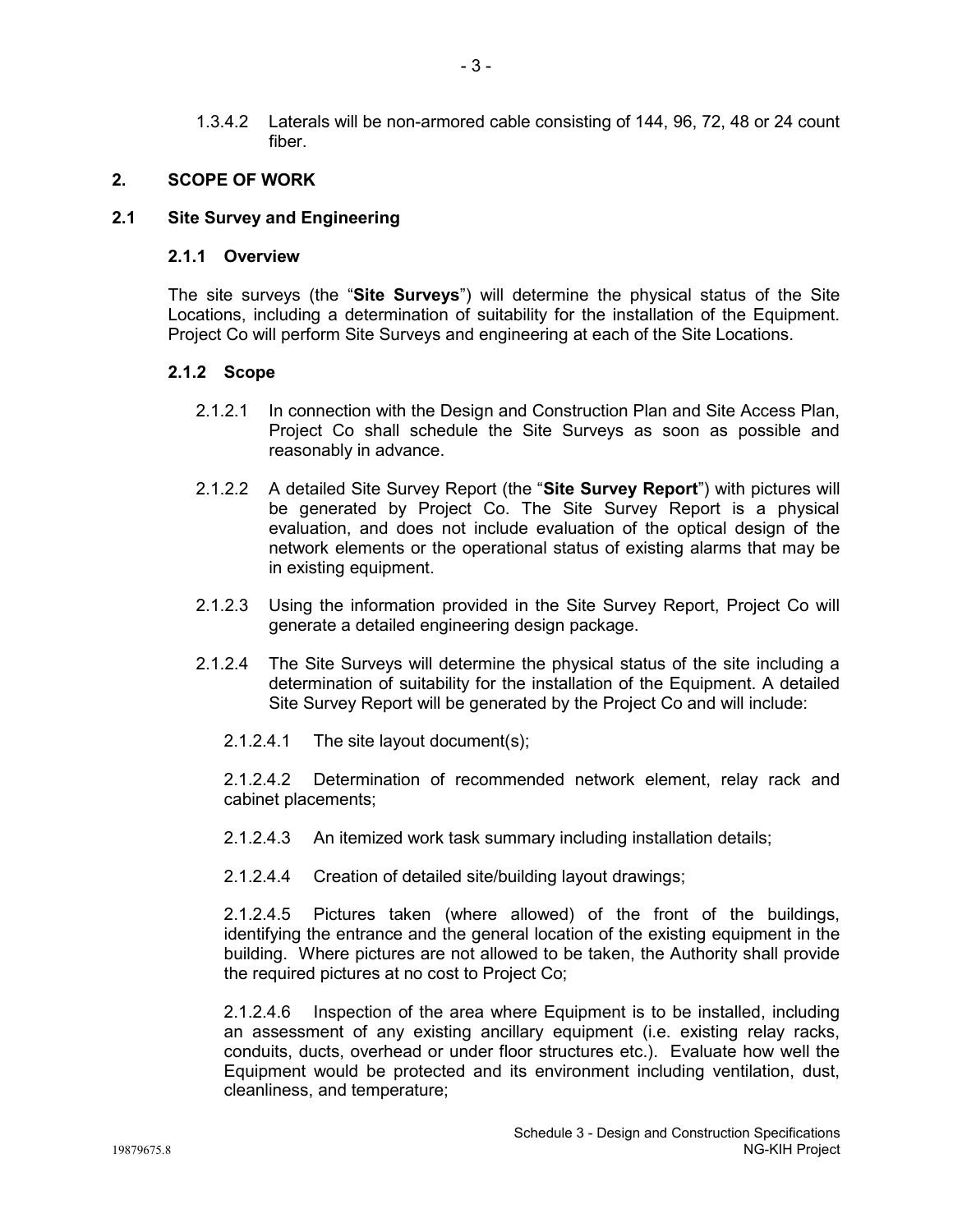1.3.4.2 Laterals will be non-armored cable consisting of 144, 96, 72, 48 or 24 count fiber.

## 2. SCOPE OF WORK

### 2.1 Site Survey and Engineering

#### 2.1.1 Overview

The site surveys (the "**Site Surveys**") will determine the physical status of the Site Locations, including a determination of suitability for the installation of the Equipment. Project Co will perform Site Surveys and engineering at each of the Site Locations.

#### 2.1.2 Scope

2.1.2.1 In connection with the Design and Construction Plan and Site Access Plan, Project Co shall schedule the Site Surveys as soon as possible and reasonably in advance.

2.1.2.2 A detailed Site Survey Report (the "**Site Survey Report**") with pictures will be generated by Project Co. The Site Survey Report is a physical evaluation, and does not include evaluation of the optical design of the network elements or the operational status of existing alarms that may be in existing equipment.

2.1.2.3 Using the information provided in the Site Survey Report, Project Co will generate a detailed engineering design package.

2.1.2.4 The Site Surveys will determine the physical status of the site including a determination of suitability for the installation of the Equipment. A detailed Site Survey Report will be generated by the Project Co and will include:

2.1.2.4.1 The site layout document(s);

2.1.2.4.2 Determination of recommended network element, relay rack and cabinet placements;

2.1.2.4.3 An itemized work task summary including installation details;

2.1.2.4.4 Creation of detailed site/building layout drawings;

2.1.2.4.5 Pictures taken (where allowed) of the front of the buildings, identifying the entrance and the general location of the existing equipment in the building. Where pictures are not allowed to be taken, the Authority shall provide the required pictures at no cost to Project Co;

2.1.2.4.6 Inspection of the area where Equipment is to be installed, including an assessment of any existing ancillary equipment (i.e. existing relay racks, conduits, ducts, overhead or under floor structures etc.). Evaluate how well the Equipment would be protected and its environment including ventilation, dust, cleanliness, and temperature;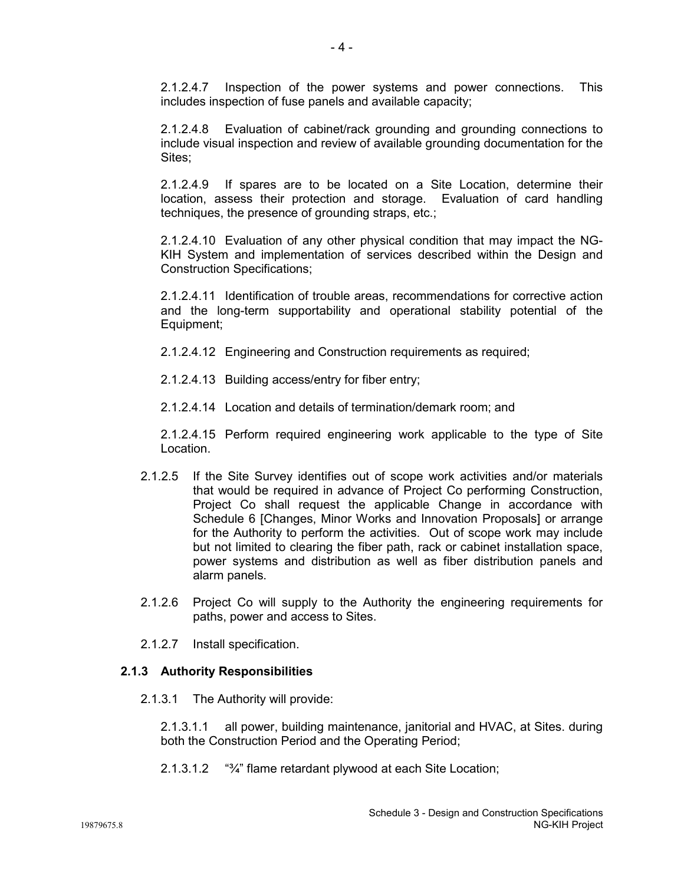2.1.2.4.7 Inspection of the power systems and power connections. This includes inspection of fuse panels and available capacity;

2.1.2.4.8 Evaluation of cabinet/rack grounding and grounding connections to include visual inspection and review of available grounding documentation for the Sites;

2.1.2.4.9 If spares are to be located on a Site Location, determine their location, assess their protection and storage. Evaluation of card handling techniques, the presence of grounding straps, etc.;

2.1.2.4.10 Evaluation of any other physical condition that may impact the NG-KIH System and implementation of services described within the Design and Construction Specifications;

2.1.2.4.11 Identification of trouble areas, recommendations for corrective action and the long-term supportability and operational stability potential of the Equipment;

2.1.2.4.12 Engineering and Construction requirements as required;

2.1.2.4.13 Building access/entry for fiber entry;

2.1.2.4.14 Location and details of termination/demark room; and

2.1.2.4.15 Perform required engineering work applicable to the type of Site Location.

2.1.2.5 If the Site Survey identifies out of scope work activities and/or materials that would be required in advance of Project Co performing Construction, Project Co shall request the applicable Change in accordance with Schedule 6 [Changes, Minor Works and Innovation Proposals] or arrange for the Authority to perform the activities. Out of scope work may include but not limited to clearing the fiber path, rack or cabinet installation space, power systems and distribution as well as fiber distribution panels and alarm panels.

2.1.2.6 Project Co will supply to the Authority the engineering requirements for paths, power and access to Sites.

2.1.2.7 Install specification.

### 2.1.3 Authority Responsibilities

2.1.3.1 The Authority will provide:

2.1.3.1.1 all power, building maintenance, janitorial and HVAC, at Sites. during both the Construction Period and the Operating Period;

2.1.3.1.2 "¾" flame retardant plywood at each Site Location;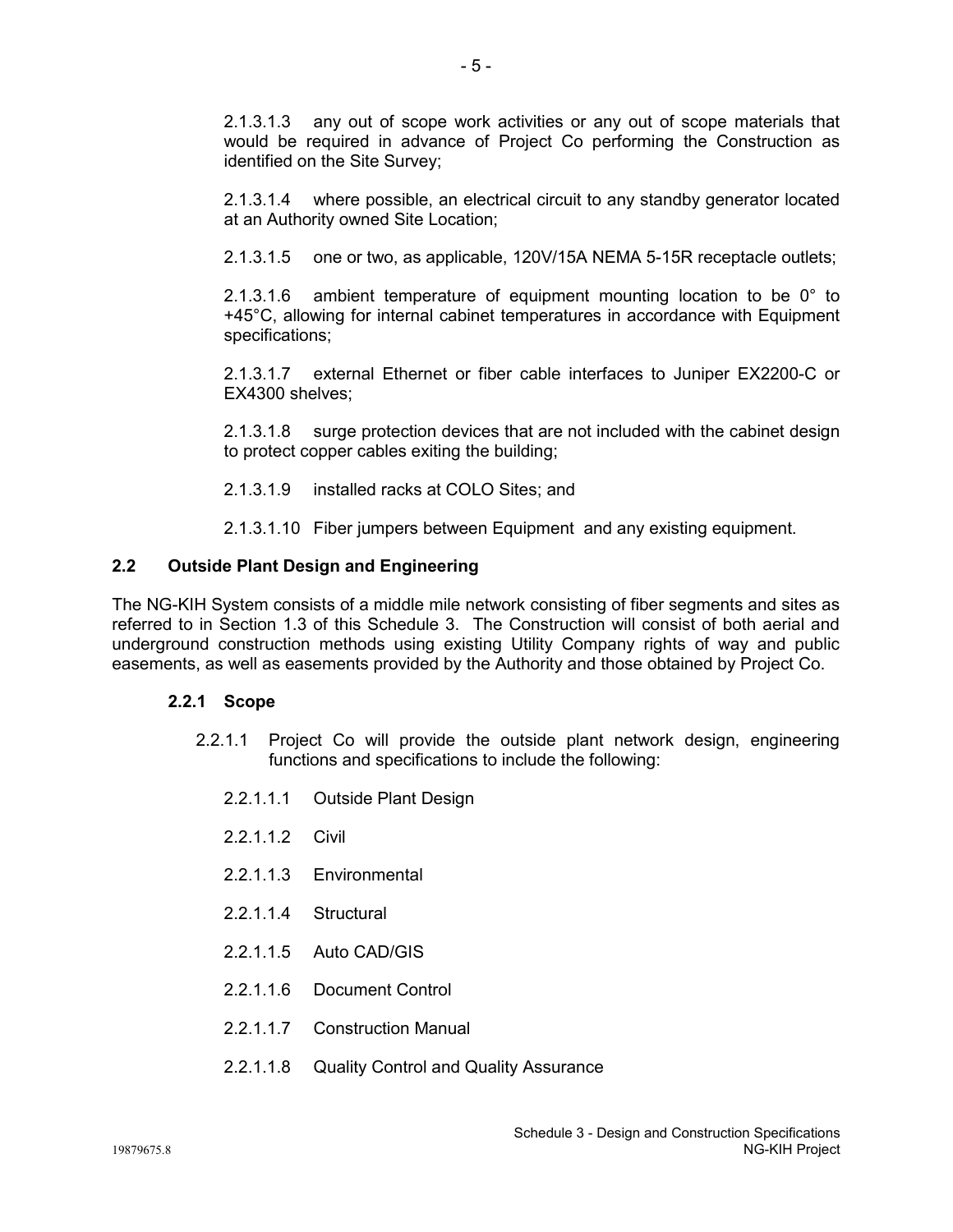2.1.3.1.3 any out of scope work activities or any out of scope materials that would be required in advance of Project Co performing the Construction as identified on the Site Survey;

2.1.3.1.4 where possible, an electrical circuit to any standby generator located at an Authority owned Site Location;

2.1.3.1.5 one or two, as applicable, 120V/15A NEMA 5-15R receptacle outlets;

2.1.3.1.6 ambient temperature of equipment mounting location to be 0° to +45°C, allowing for internal cabinet temperatures in accordance with Equipment specifications;

2.1.3.1.7 external Ethernet or fiber cable interfaces to Juniper EX2200-C or EX4300 shelves;

2.1.3.1.8 surge protection devices that are not included with the cabinet design to protect copper cables exiting the building;

2.1.3.1.9 installed racks at COLO Sites; and

2.1.3.1.10 Fiber jumpers between Equipment and any existing equipment.

## 2.2 Outside Plant Design and Engineering

The NG-KIH System consists of a middle mile network consisting of fiber segments and sites as referred to in Section 1.3 of this Schedule 3. The Construction will consist of both aerial and underground construction methods using existing Utility Company rights of way and public easements, as well as easements provided by the Authority and those obtained by Project Co.

### 2.2.1 Scope

2.2.1.1 Project Co will provide the outside plant network design, engineering functions and specifications to include the following:

2.2.1.1.1 Outside Plant Design

2.2.1.1.2 Civil

2.2.1.1.3 Environmental

2.2.1.1.4 Structural

2.2.1.1.5 Auto CAD/GIS

2.2.1.1.6 Document Control

2.2.1.1.7 Construction Manual

2.2.1.1.8 Quality Control and Quality Assurance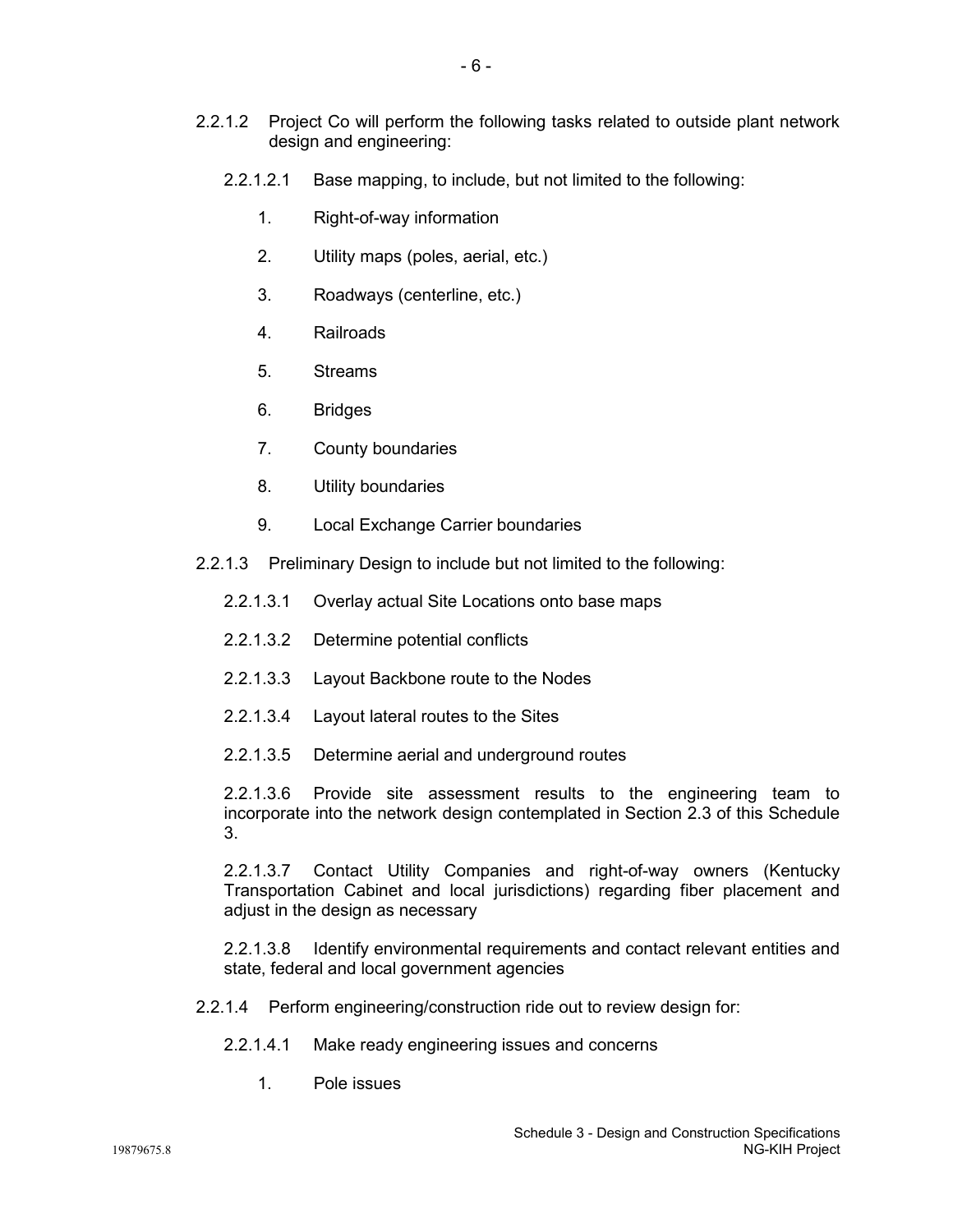2.2.1.2 Project Co will perform the following tasks related to outside plant network design and engineering:

2.2.1.2.1 Base mapping, to include, but not limited to the following:

1. Right-of-way information
2. Utility maps (poles, aerial, etc.)
3. Roadways (centerline, etc.)
4. Railroads
5. Streams
6. Bridges
7. County boundaries
8. Utility boundaries
9. Local Exchange Carrier boundaries

2.2.1.3 Preliminary Design to include but not limited to the following:

2.2.1.3.1 Overlay actual Site Locations onto base maps

2.2.1.3.2 Determine potential conflicts

2.2.1.3.3 Layout Backbone route to the Nodes

2.2.1.3.4 Layout lateral routes to the Sites

2.2.1.3.5 Determine aerial and underground routes

2.2.1.3.6 Provide site assessment results to the engineering team to incorporate into the network design contemplated in Section 2.3 of this Schedule 3.

2.2.1.3.7 Contact Utility Companies and right-of-way owners (Kentucky Transportation Cabinet and local jurisdictions) regarding fiber placement and adjust in the design as necessary

2.2.1.3.8 Identify environmental requirements and contact relevant entities and state, federal and local government agencies

2.2.1.4 Perform engineering/construction ride out to review design for:

2.2.1.4.1 Make ready engineering issues and concerns

1. Pole issues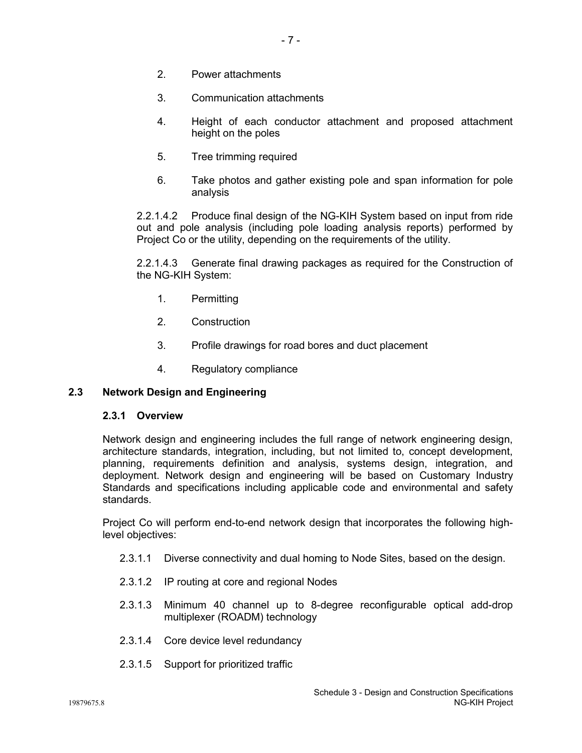2. Power attachments

3. Communication attachments

4. Height of each conductor attachment and proposed attachment height on the poles

5. Tree trimming required

6. Take photos and gather existing pole and span information for pole analysis

2.2.1.4.2 Produce final design of the NG-KIH System based on input from ride out and pole analysis (including pole loading analysis reports) performed by Project Co or the utility, depending on the requirements of the utility.

2.2.1.4.3 Generate final drawing packages as required for the Construction of the NG-KIH System:

1. Permitting

2. Construction

3. Profile drawings for road bores and duct placement

4. Regulatory compliance

## 2.3 Network Design and Engineering

### 2.3.1 Overview

Network design and engineering includes the full range of network engineering design, architecture standards, integration, including, but not limited to, concept development, planning, requirements definition and analysis, systems design, integration, and deployment. Network design and engineering will be based on Customary Industry Standards and specifications including applicable code and environmental and safety standards.

Project Co will perform end-to-end network design that incorporates the following high-level objectives:

2.3.1.1 Diverse connectivity and dual homing to Node Sites, based on the design.

2.3.1.2 IP routing at core and regional Nodes

2.3.1.3 Minimum 40 channel up to 8-degree reconfigurable optical add-drop multiplexer (ROADM) technology

2.3.1.4 Core device level redundancy

2.3.1.5 Support for prioritized traffic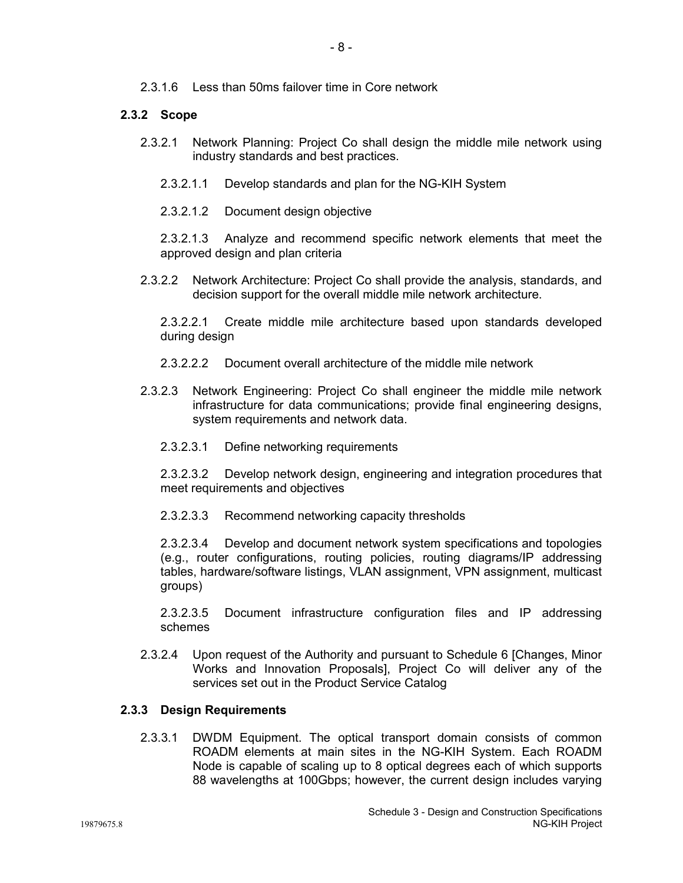2.3.1.6 Less than 50ms failover time in Core network

### 2.3.2 Scope

2.3.2.1 Network Planning: Project Co shall design the middle mile network using industry standards and best practices.

2.3.2.1.1 Develop standards and plan for the NG-KIH System

2.3.2.1.2 Document design objective

2.3.2.1.3 Analyze and recommend specific network elements that meet the approved design and plan criteria

2.3.2.2 Network Architecture: Project Co shall provide the analysis, standards, and decision support for the overall middle mile network architecture.

2.3.2.2.1 Create middle mile architecture based upon standards developed during design

2.3.2.2.2 Document overall architecture of the middle mile network

2.3.2.3 Network Engineering: Project Co shall engineer the middle mile network infrastructure for data communications; provide final engineering designs, system requirements and network data.

2.3.2.3.1 Define networking requirements

2.3.2.3.2 Develop network design, engineering and integration procedures that meet requirements and objectives

2.3.2.3.3 Recommend networking capacity thresholds

2.3.2.3.4 Develop and document network system specifications and topologies (e.g., router configurations, routing policies, routing diagrams/IP addressing tables, hardware/software listings, VLAN assignment, VPN assignment, multicast groups)

2.3.2.3.5 Document infrastructure configuration files and IP addressing schemes

2.3.2.4 Upon request of the Authority and pursuant to Schedule 6 [Changes, Minor Works and Innovation Proposals], Project Co will deliver any of the services set out in the Product Service Catalog

### 2.3.3 Design Requirements

2.3.3.1 DWDM Equipment. The optical transport domain consists of common ROADM elements at main sites in the NG-KIH System. Each ROADM Node is capable of scaling up to 8 optical degrees each of which supports 88 wavelengths at 100Gbps; however, the current design includes varying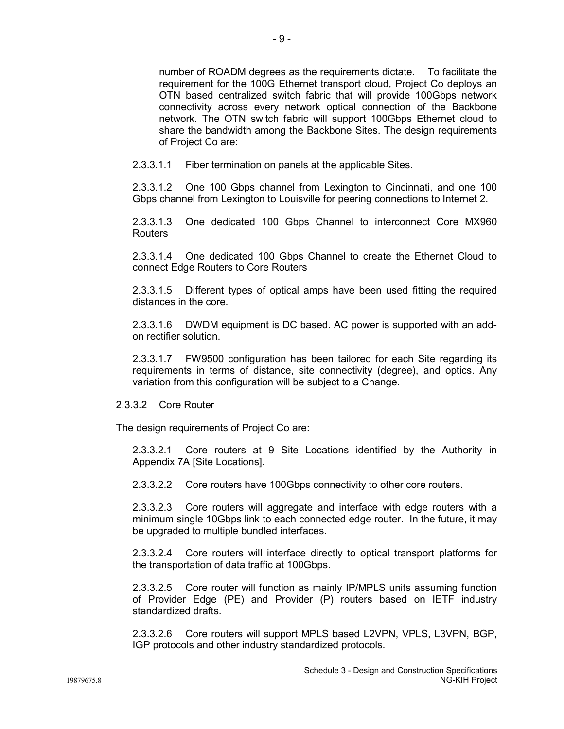number of ROADM degrees as the requirements dictate. To facilitate the requirement for the 100G Ethernet transport cloud, Project Co deploys an OTN based centralized switch fabric that will provide 100Gbps network connectivity across every network optical connection of the Backbone network. The OTN switch fabric will support 100Gbps Ethernet cloud to share the bandwidth among the Backbone Sites. The design requirements of Project Co are:

2.3.3.1.1 Fiber termination on panels at the applicable Sites.

2.3.3.1.2 One 100 Gbps channel from Lexington to Cincinnati, and one 100 Gbps channel from Lexington to Louisville for peering connections to Internet 2.

2.3.3.1.3 One dedicated 100 Gbps Channel to interconnect Core MX960 Routers

2.3.3.1.4 One dedicated 100 Gbps Channel to create the Ethernet Cloud to connect Edge Routers to Core Routers

2.3.3.1.5 Different types of optical amps have been used fitting the required distances in the core.

2.3.3.1.6 DWDM equipment is DC based. AC power is supported with an add-on rectifier solution.

2.3.3.1.7 FW9500 configuration has been tailored for each Site regarding its requirements in terms of distance, site connectivity (degree), and optics. Any variation from this configuration will be subject to a Change.

2.3.3.2 Core Router

The design requirements of Project Co are:

2.3.3.2.1 Core routers at 9 Site Locations identified by the Authority in Appendix 7A [Site Locations].

2.3.3.2.2 Core routers have 100Gbps connectivity to other core routers.

2.3.3.2.3 Core routers will aggregate and interface with edge routers with a minimum single 10Gbps link to each connected edge router. In the future, it may be upgraded to multiple bundled interfaces.

2.3.3.2.4 Core routers will interface directly to optical transport platforms for the transportation of data traffic at 100Gbps.

2.3.3.2.5 Core router will function as mainly IP/MPLS units assuming function of Provider Edge (PE) and Provider (P) routers based on IETF industry standardized drafts.

2.3.3.2.6 Core routers will support MPLS based L2VPN, VPLS, L3VPN, BGP, IGP protocols and other industry standardized protocols.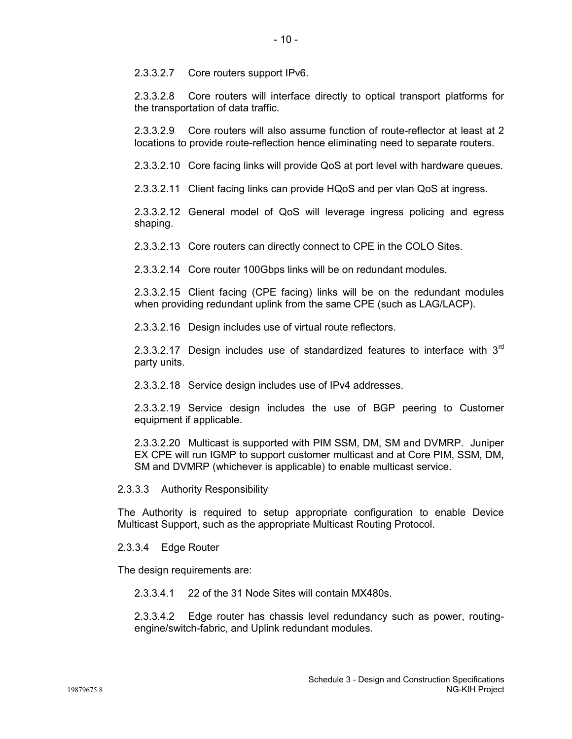2.3.3.2.7 Core routers support IPv6.

2.3.3.2.8 Core routers will interface directly to optical transport platforms for the transportation of data traffic.

2.3.3.2.9 Core routers will also assume function of route-reflector at least at 2 locations to provide route-reflection hence eliminating need to separate routers.

2.3.3.2.10 Core facing links will provide QoS at port level with hardware queues.

2.3.3.2.11 Client facing links can provide HQoS and per vlan QoS at ingress.

2.3.3.2.12 General model of QoS will leverage ingress policing and egress shaping.

2.3.3.2.13 Core routers can directly connect to CPE in the COLO Sites.

2.3.3.2.14 Core router 100Gbps links will be on redundant modules.

2.3.3.2.15 Client facing (CPE facing) links will be on the redundant modules when providing redundant uplink from the same CPE (such as LAG/LACP).

2.3.3.2.16 Design includes use of virtual route reflectors.

2.3.3.2.17 Design includes use of standardized features to interface with 3rd party units.

2.3.3.2.18 Service design includes use of IPv4 addresses.

2.3.3.2.19 Service design includes the use of BGP peering to Customer equipment if applicable.

2.3.3.2.20 Multicast is supported with PIM SSM, DM, SM and DVMRP. Juniper EX CPE will run IGMP to support customer multicast and at Core PIM, SSM, DM, SM and DVMRP (whichever is applicable) to enable multicast service.

2.3.3.3 Authority Responsibility

The Authority is required to setup appropriate configuration to enable Device Multicast Support, such as the appropriate Multicast Routing Protocol.

2.3.3.4 Edge Router

The design requirements are:

2.3.3.4.1 22 of the 31 Node Sites will contain MX480s.

2.3.3.4.2 Edge router has chassis level redundancy such as power, routing-engine/switch-fabric, and Uplink redundant modules.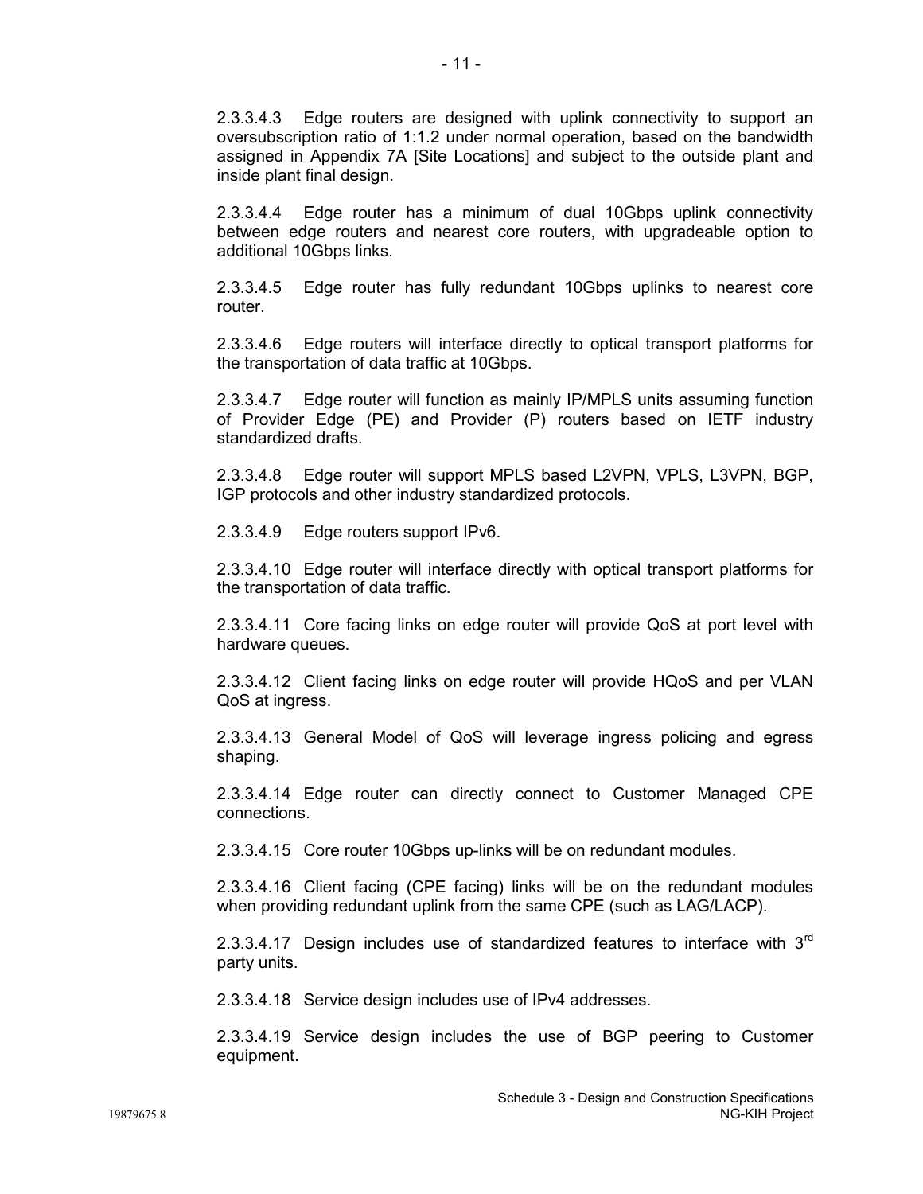2.3.3.4.3 Edge routers are designed with uplink connectivity to support an oversubscription ratio of 1:1.2 under normal operation, based on the bandwidth assigned in Appendix 7A [Site Locations] and subject to the outside plant and inside plant final design.

2.3.3.4.4 Edge router has a minimum of dual 10Gbps uplink connectivity between edge routers and nearest core routers, with upgradeable option to additional 10Gbps links.

2.3.3.4.5 Edge router has fully redundant 10Gbps uplinks to nearest core router.

2.3.3.4.6 Edge routers will interface directly to optical transport platforms for the transportation of data traffic at 10Gbps.

2.3.3.4.7 Edge router will function as mainly IP/MPLS units assuming function of Provider Edge (PE) and Provider (P) routers based on IETF industry standardized drafts.

2.3.3.4.8 Edge router will support MPLS based L2VPN, VPLS, L3VPN, BGP, IGP protocols and other industry standardized protocols.

2.3.3.4.9 Edge routers support IPv6.

2.3.3.4.10 Edge router will interface directly with optical transport platforms for the transportation of data traffic.

2.3.3.4.11 Core facing links on edge router will provide QoS at port level with hardware queues.

2.3.3.4.12 Client facing links on edge router will provide HQoS and per VLAN QoS at ingress.

2.3.3.4.13 General Model of QoS will leverage ingress policing and egress shaping.

2.3.3.4.14 Edge router can directly connect to Customer Managed CPE connections.

2.3.3.4.15 Core router 10Gbps up-links will be on redundant modules.

2.3.3.4.16 Client facing (CPE facing) links will be on the redundant modules when providing redundant uplink from the same CPE (such as LAG/LACP).

2.3.3.4.17 Design includes use of standardized features to interface with 3rd party units.

2.3.3.4.18 Service design includes use of IPv4 addresses.

2.3.3.4.19 Service design includes the use of BGP peering to Customer equipment.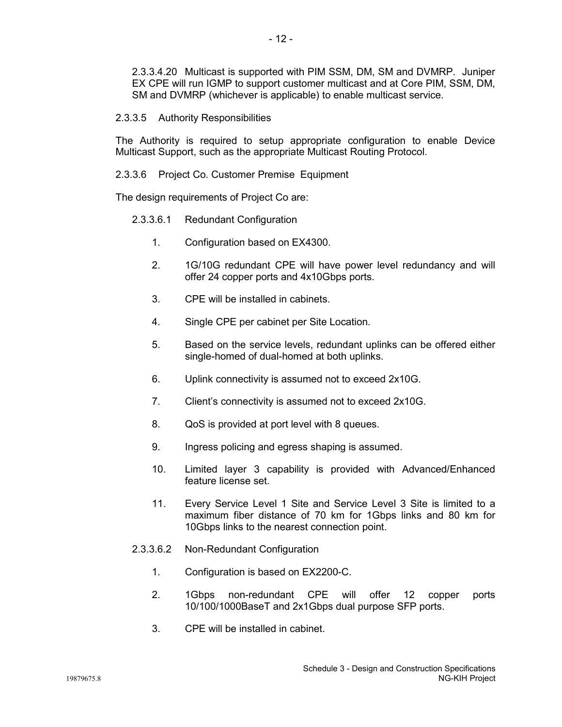2.3.3.4.20 Multicast is supported with PIM SSM, DM, SM and DVMRP. Juniper EX CPE will run IGMP to support customer multicast and at Core PIM, SSM, DM, SM and DVMRP (whichever is applicable) to enable multicast service.

2.3.3.5 Authority Responsibilities

The Authority is required to setup appropriate configuration to enable Device Multicast Support, such as the appropriate Multicast Routing Protocol.

2.3.3.6 Project Co. Customer Premise Equipment

The design requirements of Project Co are:

2.3.3.6.1 Redundant Configuration

1. Configuration based on EX4300.
2. 1G/10G redundant CPE will have power level redundancy and will offer 24 copper ports and 4x10Gbps ports.
3. CPE will be installed in cabinets.
4. Single CPE per cabinet per Site Location.
5. Based on the service levels, redundant uplinks can be offered either single-homed of dual-homed at both uplinks.
6. Uplink connectivity is assumed not to exceed 2x10G.
7. Client's connectivity is assumed not to exceed 2x10G.
8. QoS is provided at port level with 8 queues.
9. Ingress policing and egress shaping is assumed.
10. Limited layer 3 capability is provided with Advanced/Enhanced feature license set.
11. Every Service Level 1 Site and Service Level 3 Site is limited to a maximum fiber distance of 70 km for 1Gbps links and 80 km for 10Gbps links to the nearest connection point.

2.3.3.6.2 Non-Redundant Configuration

1. Configuration is based on EX2200-C.
2. 1Gbps non-redundant CPE will offer 12 copper ports 10/100/1000BaseT and 2x1Gbps dual purpose SFP ports.
3. CPE will be installed in cabinet.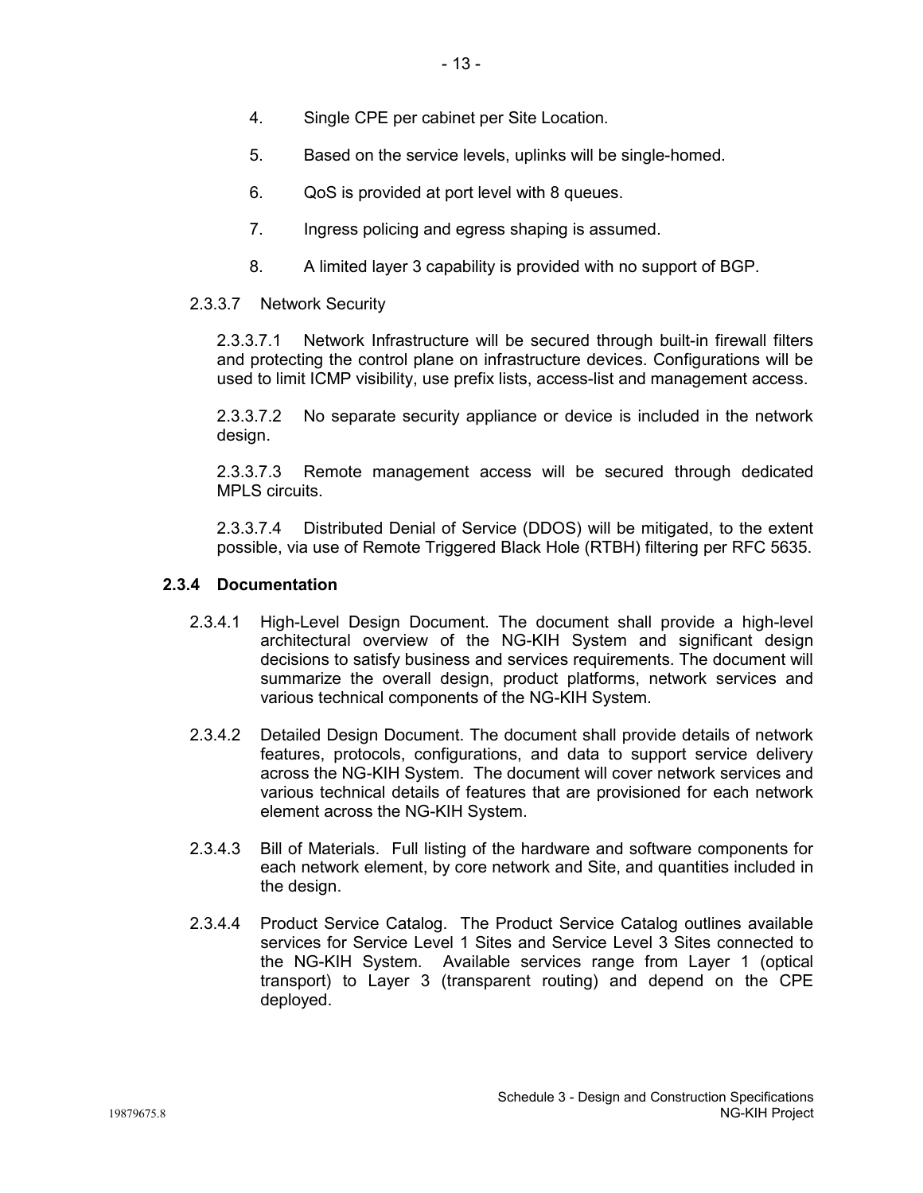4. Single CPE per cabinet per Site Location.

5. Based on the service levels, uplinks will be single-homed.

6. QoS is provided at port level with 8 queues.

7. Ingress policing and egress shaping is assumed.

8. A limited layer 3 capability is provided with no support of BGP.

2.3.3.7 Network Security

2.3.3.7.1 Network Infrastructure will be secured through built-in firewall filters and protecting the control plane on infrastructure devices. Configurations will be used to limit ICMP visibility, use prefix lists, access-list and management access.

2.3.3.7.2 No separate security appliance or device is included in the network design.

2.3.3.7.3 Remote management access will be secured through dedicated MPLS circuits.

2.3.3.7.4 Distributed Denial of Service (DDOS) will be mitigated, to the extent possible, via use of Remote Triggered Black Hole (RTBH) filtering per RFC 5635.

### 2.3.4 Documentation

2.3.4.1 High-Level Design Document. The document shall provide a high-level architectural overview of the NG-KIH System and significant design decisions to satisfy business and services requirements. The document will summarize the overall design, product platforms, network services and various technical components of the NG-KIH System.

2.3.4.2 Detailed Design Document. The document shall provide details of network features, protocols, configurations, and data to support service delivery across the NG-KIH System. The document will cover network services and various technical details of features that are provisioned for each network element across the NG-KIH System.

2.3.4.3 Bill of Materials. Full listing of the hardware and software components for each network element, by core network and Site, and quantities included in the design.

2.3.4.4 Product Service Catalog. The Product Service Catalog outlines available services for Service Level 1 Sites and Service Level 3 Sites connected to the NG-KIH System. Available services range from Layer 1 (optical transport) to Layer 3 (transparent routing) and depend on the CPE deployed.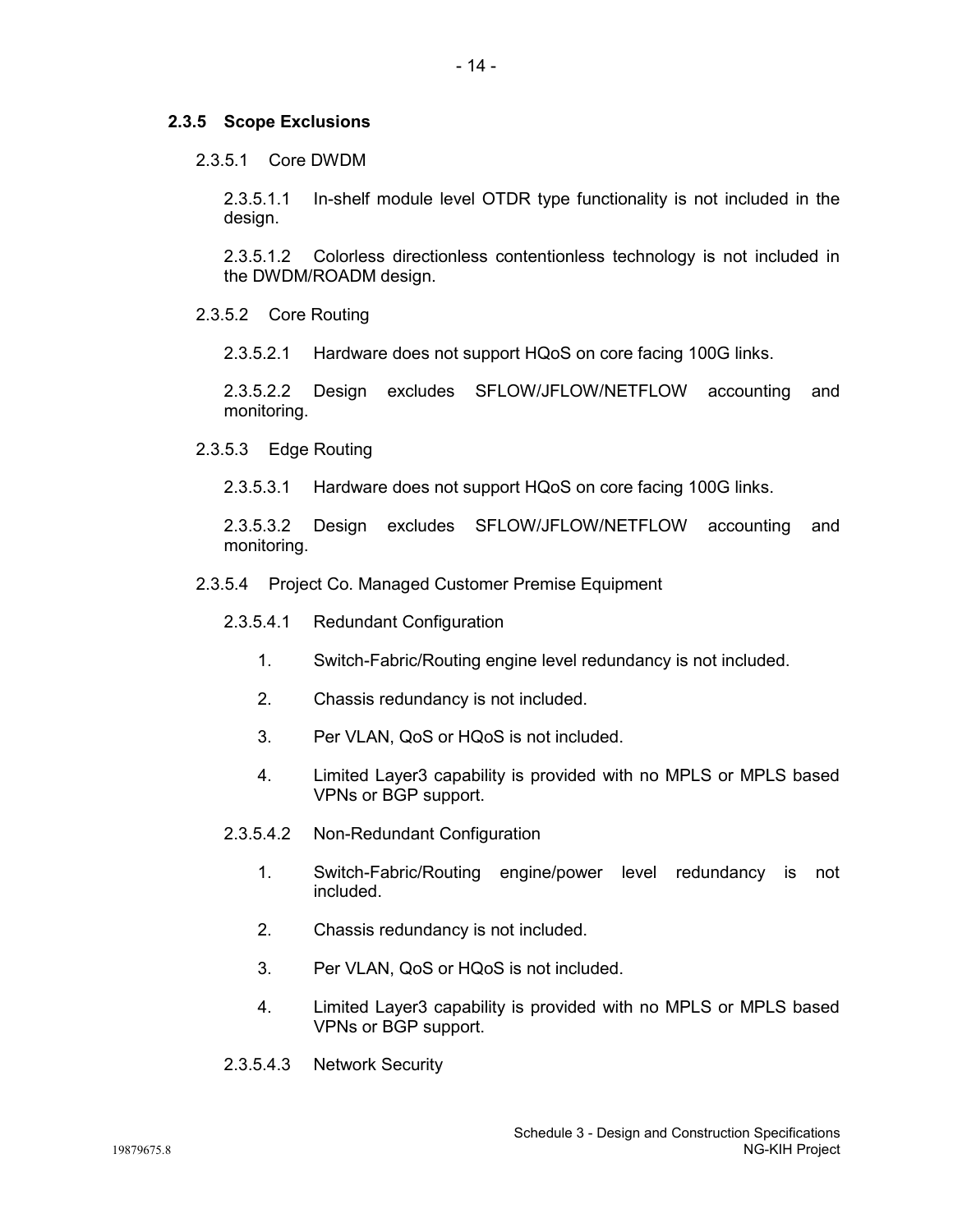### 2.3.5 Scope Exclusions

2.3.5.1 Core DWDM

2.3.5.1.1 In-shelf module level OTDR type functionality is not included in the design.

2.3.5.1.2 Colorless directionless contentionless technology is not included in the DWDM/ROADM design.

2.3.5.2 Core Routing

2.3.5.2.1 Hardware does not support HQoS on core facing 100G links.

2.3.5.2.2 Design excludes SFLOW/JFLOW/NETFLOW accounting and monitoring.

2.3.5.3 Edge Routing

2.3.5.3.1 Hardware does not support HQoS on core facing 100G links.

2.3.5.3.2 Design excludes SFLOW/JFLOW/NETFLOW accounting and monitoring.

2.3.5.4 Project Co. Managed Customer Premise Equipment

2.3.5.4.1 Redundant Configuration

1. Switch-Fabric/Routing engine level redundancy is not included.
2. Chassis redundancy is not included.
3. Per VLAN, QoS or HQoS is not included.
4. Limited Layer3 capability is provided with no MPLS or MPLS based VPNs or BGP support.

2.3.5.4.2 Non-Redundant Configuration

1. Switch-Fabric/Routing engine/power level redundancy is not included.
2. Chassis redundancy is not included.
3. Per VLAN, QoS or HQoS is not included.
4. Limited Layer3 capability is provided with no MPLS or MPLS based VPNs or BGP support.

2.3.5.4.3 Network Security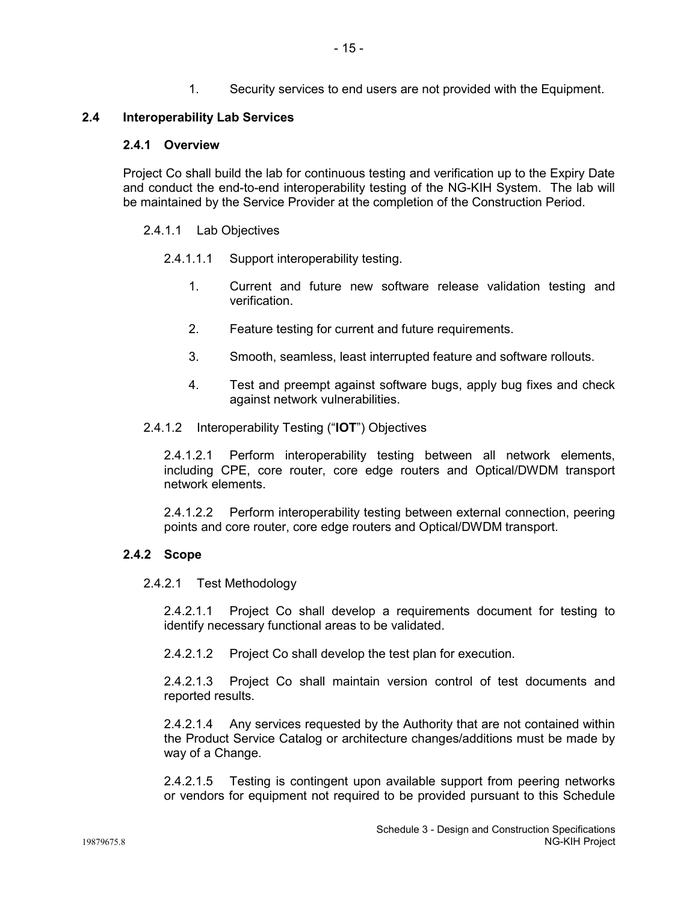1. Security services to end users are not provided with the Equipment.

## 2.4 Interoperability Lab Services

### 2.4.1 Overview

Project Co shall build the lab for continuous testing and verification up to the Expiry Date and conduct the end-to-end interoperability testing of the NG-KIH System. The lab will be maintained by the Service Provider at the completion of the Construction Period.

2.4.1.1 Lab Objectives

2.4.1.1.1 Support interoperability testing.

1. Current and future new software release validation testing and verification.

2. Feature testing for current and future requirements.

3. Smooth, seamless, least interrupted feature and software rollouts.

4. Test and preempt against software bugs, apply bug fixes and check against network vulnerabilities.

2.4.1.2 Interoperability Testing ("**IOT**") Objectives

2.4.1.2.1 Perform interoperability testing between all network elements, including CPE, core router, core edge routers and Optical/DWDM transport network elements.

2.4.1.2.2 Perform interoperability testing between external connection, peering points and core router, core edge routers and Optical/DWDM transport.

### 2.4.2 Scope

2.4.2.1 Test Methodology

2.4.2.1.1 Project Co shall develop a requirements document for testing to identify necessary functional areas to be validated.

2.4.2.1.2 Project Co shall develop the test plan for execution.

2.4.2.1.3 Project Co shall maintain version control of test documents and reported results.

2.4.2.1.4 Any services requested by the Authority that are not contained within the Product Service Catalog or architecture changes/additions must be made by way of a Change.

2.4.2.1.5 Testing is contingent upon available support from peering networks or vendors for equipment not required to be provided pursuant to this Schedule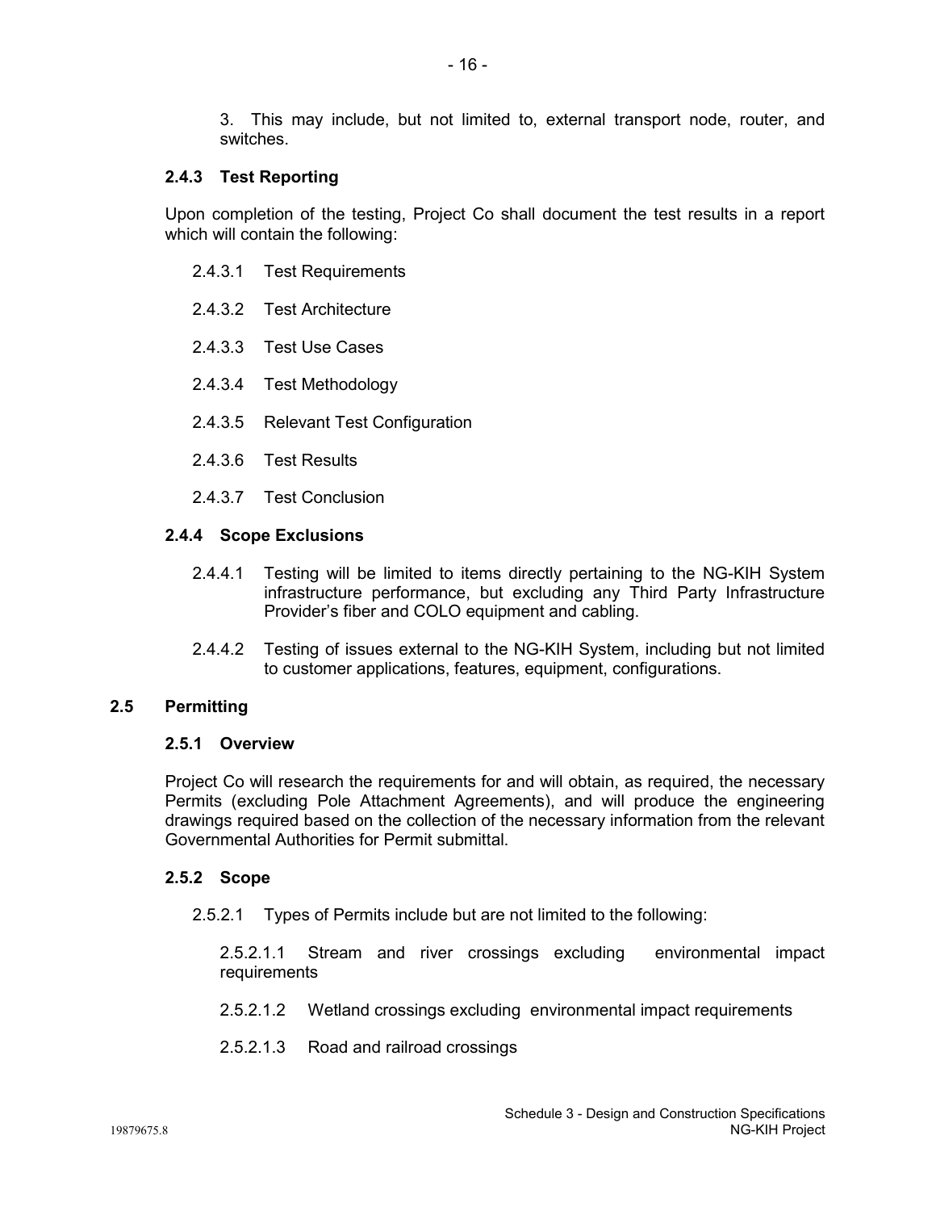3. This may include, but not limited to, external transport node, router, and switches.

### 2.4.3 Test Reporting

Upon completion of the testing, Project Co shall document the test results in a report which will contain the following:

2.4.3.1 Test Requirements

2.4.3.2 Test Architecture

2.4.3.3 Test Use Cases

2.4.3.4 Test Methodology

2.4.3.5 Relevant Test Configuration

2.4.3.6 Test Results

2.4.3.7 Test Conclusion

### 2.4.4 Scope Exclusions

2.4.4.1 Testing will be limited to items directly pertaining to the NG-KIH System infrastructure performance, but excluding any Third Party Infrastructure Provider's fiber and COLO equipment and cabling.

2.4.4.2 Testing of issues external to the NG-KIH System, including but not limited to customer applications, features, equipment, configurations.

## 2.5 Permitting

### 2.5.1 Overview

Project Co will research the requirements for and will obtain, as required, the necessary Permits (excluding Pole Attachment Agreements), and will produce the engineering drawings required based on the collection of the necessary information from the relevant Governmental Authorities for Permit submittal.

### 2.5.2 Scope

2.5.2.1 Types of Permits include but are not limited to the following:

2.5.2.1.1 Stream and river crossings excluding environmental impact requirements

2.5.2.1.2 Wetland crossings excluding environmental impact requirements

2.5.2.1.3 Road and railroad crossings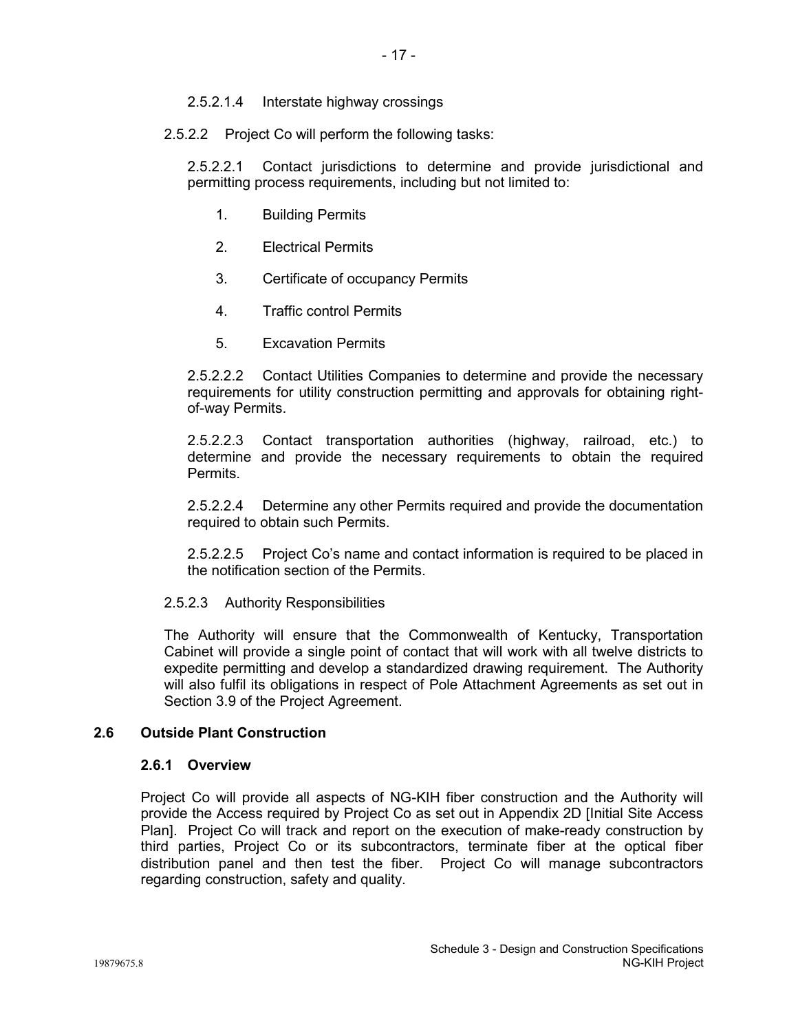2.5.2.1.4 Interstate highway crossings

2.5.2.2 Project Co will perform the following tasks:

2.5.2.2.1 Contact jurisdictions to determine and provide jurisdictional and permitting process requirements, including but not limited to:

1. Building Permits
2. Electrical Permits
3. Certificate of occupancy Permits
4. Traffic control Permits
5. Excavation Permits

2.5.2.2.2 Contact Utilities Companies to determine and provide the necessary requirements for utility construction permitting and approvals for obtaining right-of-way Permits.

2.5.2.2.3 Contact transportation authorities (highway, railroad, etc.) to determine and provide the necessary requirements to obtain the required Permits.

2.5.2.2.4 Determine any other Permits required and provide the documentation required to obtain such Permits.

2.5.2.2.5 Project Co's name and contact information is required to be placed in the notification section of the Permits.

2.5.2.3 Authority Responsibilities

The Authority will ensure that the Commonwealth of Kentucky, Transportation Cabinet will provide a single point of contact that will work with all twelve districts to expedite permitting and develop a standardized drawing requirement. The Authority will also fulfil its obligations in respect of Pole Attachment Agreements as set out in Section 3.9 of the Project Agreement.

## 2.6 Outside Plant Construction

### 2.6.1 Overview

Project Co will provide all aspects of NG-KIH fiber construction and the Authority will provide the Access required by Project Co as set out in Appendix 2D [Initial Site Access Plan]. Project Co will track and report on the execution of make-ready construction by third parties, Project Co or its subcontractors, terminate fiber at the optical fiber distribution panel and then test the fiber. Project Co will manage subcontractors regarding construction, safety and quality.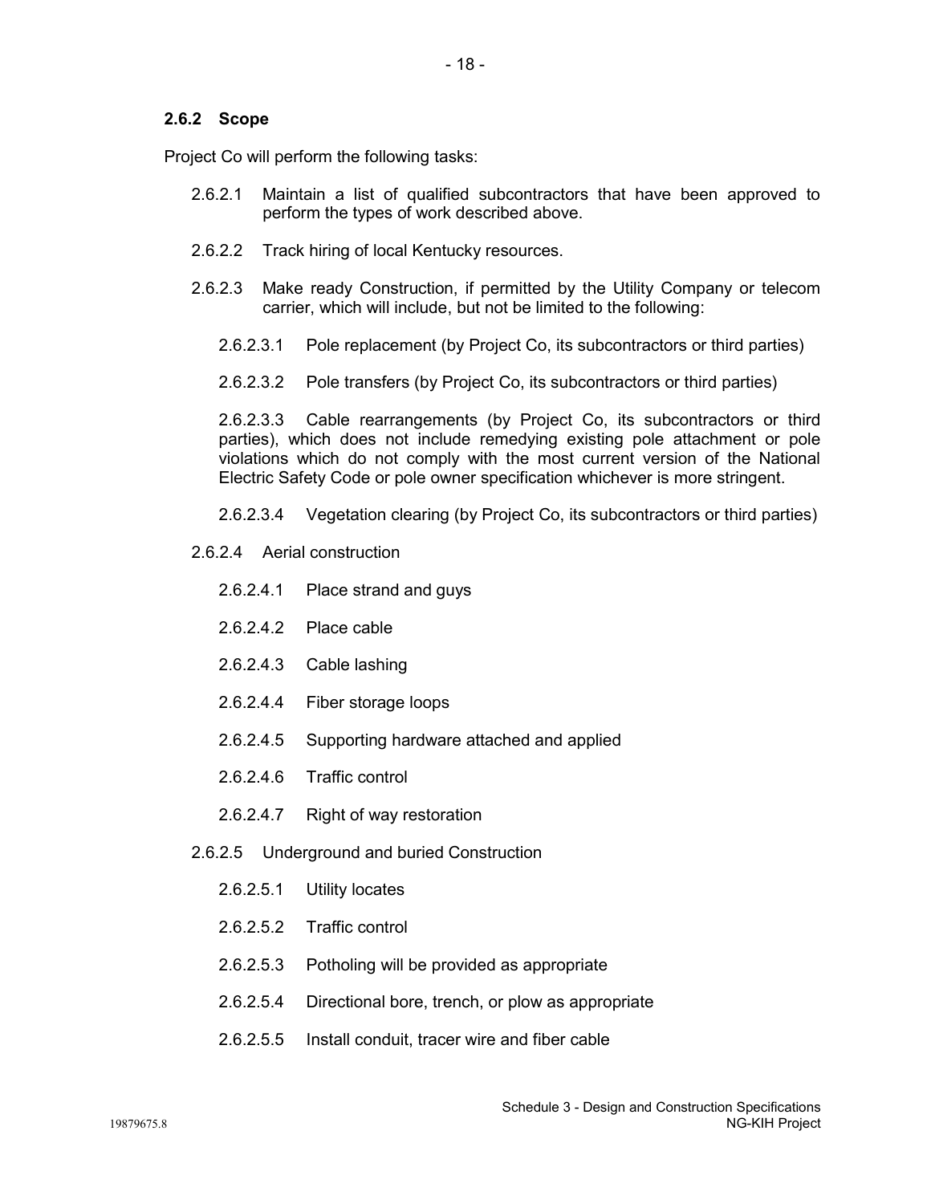### 2.6.2 Scope

Project Co will perform the following tasks:

2.6.2.1 Maintain a list of qualified subcontractors that have been approved to perform the types of work described above.

2.6.2.2 Track hiring of local Kentucky resources.

2.6.2.3 Make ready Construction, if permitted by the Utility Company or telecom carrier, which will include, but not be limited to the following:

2.6.2.3.1 Pole replacement (by Project Co, its subcontractors or third parties)

2.6.2.3.2 Pole transfers (by Project Co, its subcontractors or third parties)

2.6.2.3.3 Cable rearrangements (by Project Co, its subcontractors or third parties), which does not include remedying existing pole attachment or pole violations which do not comply with the most current version of the National Electric Safety Code or pole owner specification whichever is more stringent.

2.6.2.3.4 Vegetation clearing (by Project Co, its subcontractors or third parties)

2.6.2.4 Aerial construction

2.6.2.4.1 Place strand and guys

2.6.2.4.2 Place cable

2.6.2.4.3 Cable lashing

2.6.2.4.4 Fiber storage loops

2.6.2.4.5 Supporting hardware attached and applied

2.6.2.4.6 Traffic control

2.6.2.4.7 Right of way restoration

2.6.2.5 Underground and buried Construction

2.6.2.5.1 Utility locates

2.6.2.5.2 Traffic control

2.6.2.5.3 Potholing will be provided as appropriate

2.6.2.5.4 Directional bore, trench, or plow as appropriate

2.6.2.5.5 Install conduit, tracer wire and fiber cable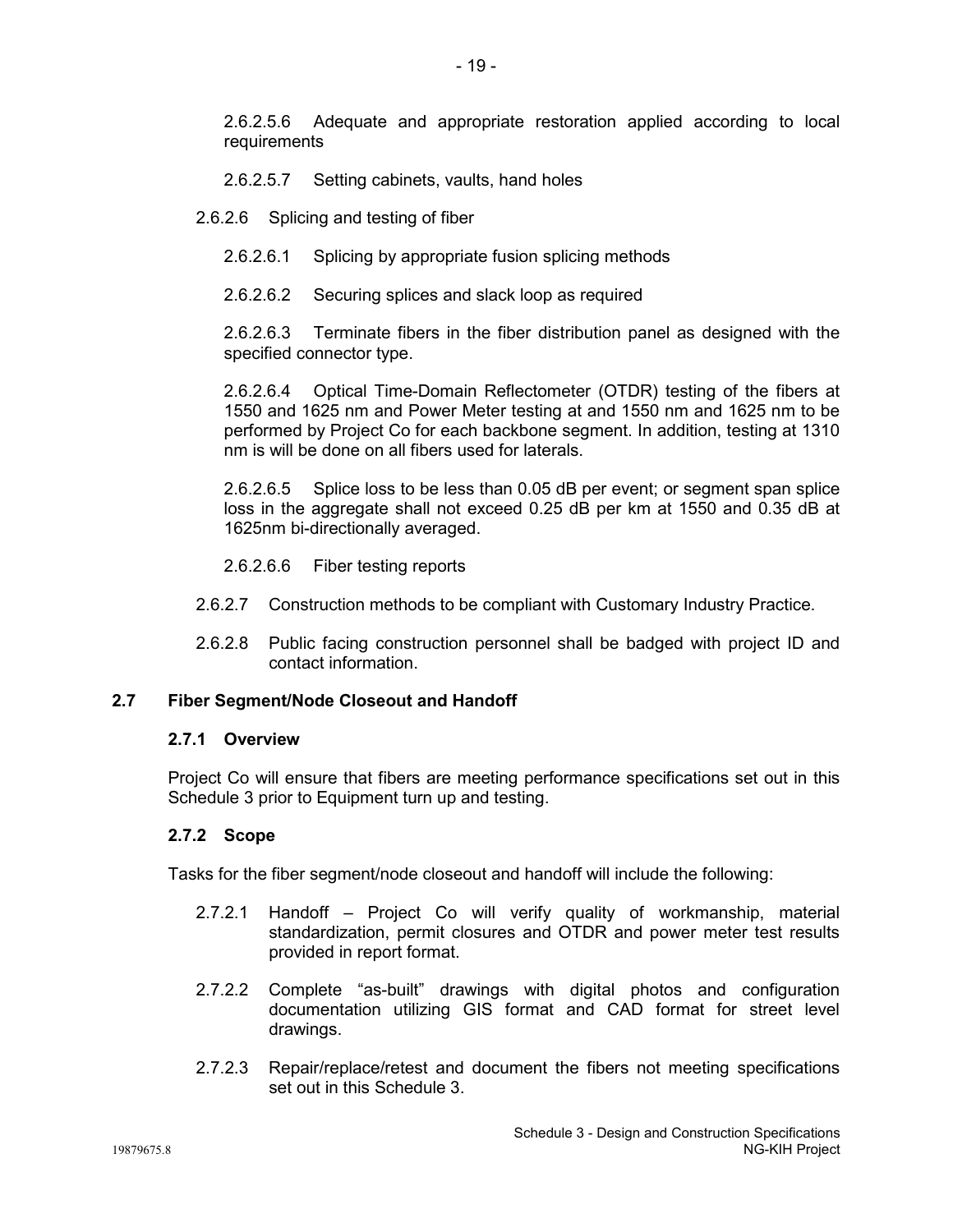2.6.2.5.6 Adequate and appropriate restoration applied according to local requirements

2.6.2.5.7 Setting cabinets, vaults, hand holes

2.6.2.6 Splicing and testing of fiber

2.6.2.6.1 Splicing by appropriate fusion splicing methods

2.6.2.6.2 Securing splices and slack loop as required

2.6.2.6.3 Terminate fibers in the fiber distribution panel as designed with the specified connector type.

2.6.2.6.4 Optical Time-Domain Reflectometer (OTDR) testing of the fibers at 1550 and 1625 nm and Power Meter testing at and 1550 nm and 1625 nm to be performed by Project Co for each backbone segment. In addition, testing at 1310 nm is will be done on all fibers used for laterals.

2.6.2.6.5 Splice loss to be less than 0.05 dB per event; or segment span splice loss in the aggregate shall not exceed 0.25 dB per km at 1550 and 0.35 dB at 1625nm bi-directionally averaged.

2.6.2.6.6 Fiber testing reports

2.6.2.7 Construction methods to be compliant with Customary Industry Practice.

2.6.2.8 Public facing construction personnel shall be badged with project ID and contact information.

## 2.7 Fiber Segment/Node Closeout and Handoff

### 2.7.1 Overview

Project Co will ensure that fibers are meeting performance specifications set out in this Schedule 3 prior to Equipment turn up and testing.

### 2.7.2 Scope

Tasks for the fiber segment/node closeout and handoff will include the following:

2.7.2.1 Handoff – Project Co will verify quality of workmanship, material standardization, permit closures and OTDR and power meter test results provided in report format.

2.7.2.2 Complete "as-built" drawings with digital photos and configuration documentation utilizing GIS format and CAD format for street level drawings.

2.7.2.3 Repair/replace/retest and document the fibers not meeting specifications set out in this Schedule 3.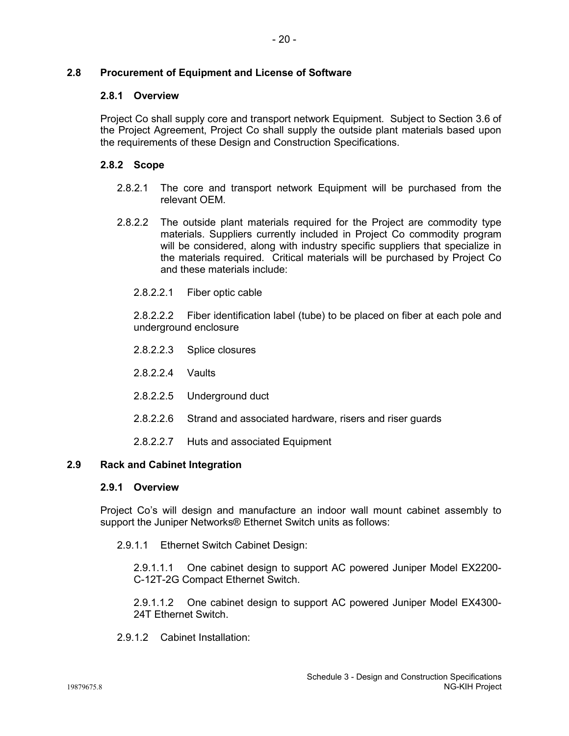## 2.8 Procurement of Equipment and License of Software

### 2.8.1 Overview

Project Co shall supply core and transport network Equipment. Subject to Section 3.6 of the Project Agreement, Project Co shall supply the outside plant materials based upon the requirements of these Design and Construction Specifications.

### 2.8.2 Scope

2.8.2.1 The core and transport network Equipment will be purchased from the relevant OEM.

2.8.2.2 The outside plant materials required for the Project are commodity type materials. Suppliers currently included in Project Co commodity program will be considered, along with industry specific suppliers that specialize in the materials required. Critical materials will be purchased by Project Co and these materials include:

2.8.2.2.1 Fiber optic cable

2.8.2.2.2 Fiber identification label (tube) to be placed on fiber at each pole and underground enclosure

2.8.2.2.3 Splice closures

2.8.2.2.4 Vaults

2.8.2.2.5 Underground duct

2.8.2.2.6 Strand and associated hardware, risers and riser guards

2.8.2.2.7 Huts and associated Equipment

## 2.9 Rack and Cabinet Integration

### 2.9.1 Overview

Project Co's will design and manufacture an indoor wall mount cabinet assembly to support the Juniper Networks® Ethernet Switch units as follows:

2.9.1.1 Ethernet Switch Cabinet Design:

2.9.1.1.1 One cabinet design to support AC powered Juniper Model EX2200-C-12T-2G Compact Ethernet Switch.

2.9.1.1.2 One cabinet design to support AC powered Juniper Model EX4300-24T Ethernet Switch.

2.9.1.2 Cabinet Installation: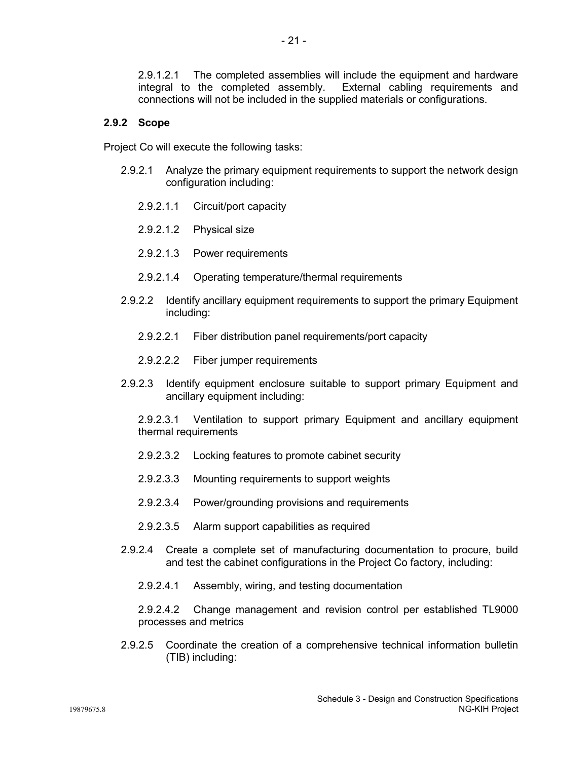2.9.1.2.1 The completed assemblies will include the equipment and hardware integral to the completed assembly. External cabling requirements and connections will not be included in the supplied materials or configurations.

### 2.9.2 Scope

Project Co will execute the following tasks:

2.9.2.1 Analyze the primary equipment requirements to support the network design configuration including:

2.9.2.1.1 Circuit/port capacity

2.9.2.1.2 Physical size

2.9.2.1.3 Power requirements

2.9.2.1.4 Operating temperature/thermal requirements

2.9.2.2 Identify ancillary equipment requirements to support the primary Equipment including:

2.9.2.2.1 Fiber distribution panel requirements/port capacity

2.9.2.2.2 Fiber jumper requirements

2.9.2.3 Identify equipment enclosure suitable to support primary Equipment and ancillary equipment including:

2.9.2.3.1 Ventilation to support primary Equipment and ancillary equipment thermal requirements

2.9.2.3.2 Locking features to promote cabinet security

2.9.2.3.3 Mounting requirements to support weights

2.9.2.3.4 Power/grounding provisions and requirements

2.9.2.3.5 Alarm support capabilities as required

2.9.2.4 Create a complete set of manufacturing documentation to procure, build and test the cabinet configurations in the Project Co factory, including:

2.9.2.4.1 Assembly, wiring, and testing documentation

2.9.2.4.2 Change management and revision control per established TL9000 processes and metrics

2.9.2.5 Coordinate the creation of a comprehensive technical information bulletin (TIB) including: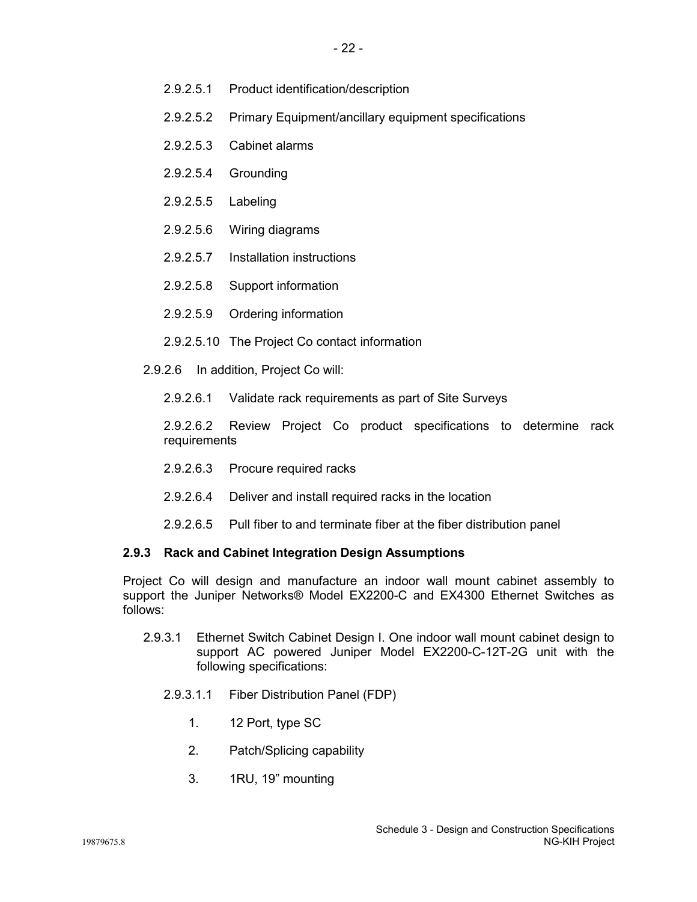2.9.2.5.1 Product identification/description

2.9.2.5.2 Primary Equipment/ancillary equipment specifications

2.9.2.5.3 Cabinet alarms

2.9.2.5.4 Grounding

2.9.2.5.5 Labeling

2.9.2.5.6 Wiring diagrams

2.9.2.5.7 Installation instructions

2.9.2.5.8 Support information

2.9.2.5.9 Ordering information

2.9.2.5.10 The Project Co contact information

2.9.2.6 In addition, Project Co will:

2.9.2.6.1 Validate rack requirements as part of Site Surveys

2.9.2.6.2 Review Project Co product specifications to determine rack requirements

2.9.2.6.3 Procure required racks

2.9.2.6.4 Deliver and install required racks in the location

2.9.2.6.5 Pull fiber to and terminate fiber at the fiber distribution panel

### 2.9.3 Rack and Cabinet Integration Design Assumptions

Project Co will design and manufacture an indoor wall mount cabinet assembly to support the Juniper Networks® Model EX2200-C and EX4300 Ethernet Switches as follows:

2.9.3.1 Ethernet Switch Cabinet Design I. One indoor wall mount cabinet design to support AC powered Juniper Model EX2200-C-12T-2G unit with the following specifications:

2.9.3.1.1 Fiber Distribution Panel (FDP)

1. 12 Port, type SC
2. Patch/Splicing capability
3. 1RU, 19" mounting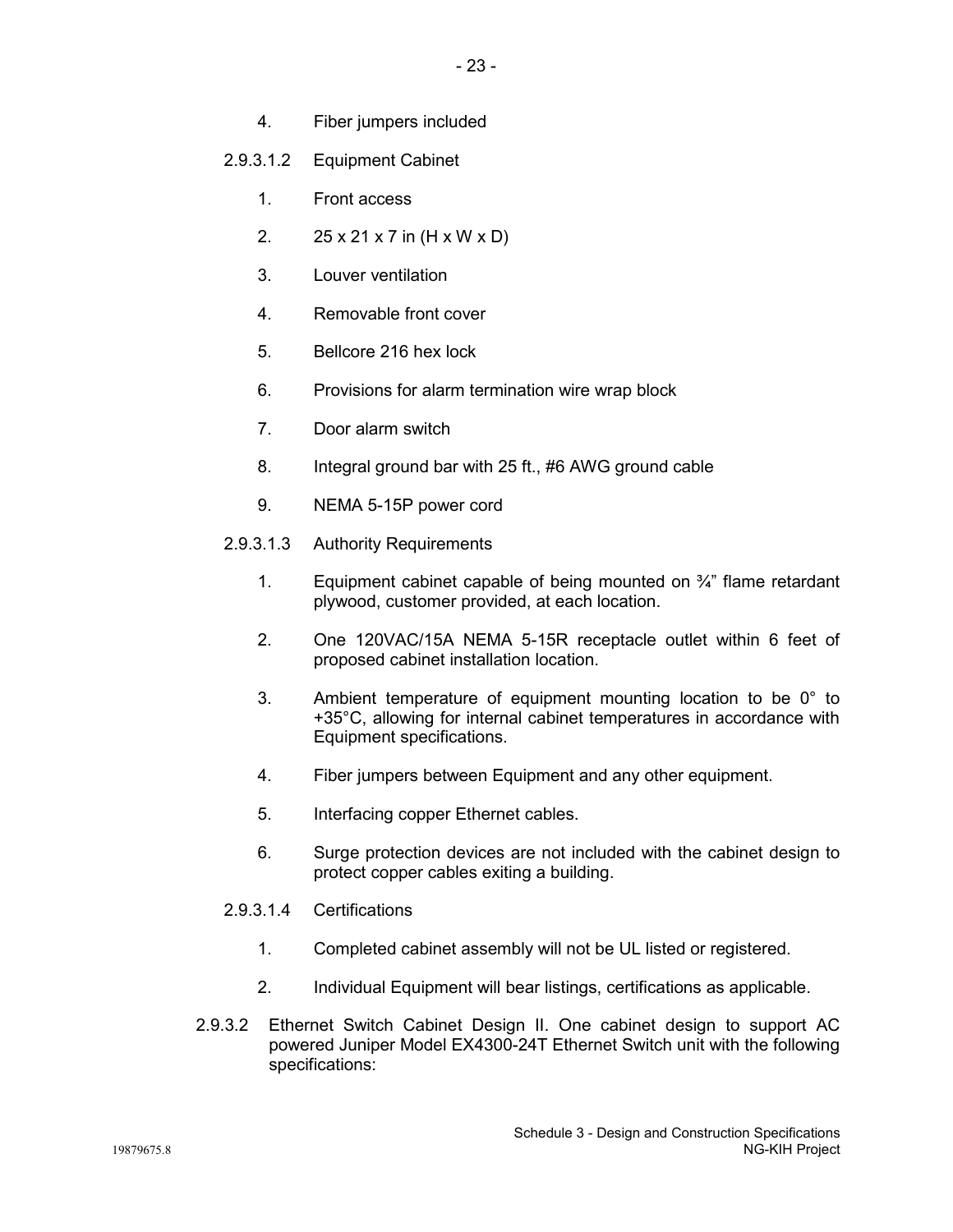4. Fiber jumpers included

2.9.3.1.2 Equipment Cabinet

1. Front access
2. 25 x 21 x 7 in (H x W x D)
3. Louver ventilation
4. Removable front cover
5. Bellcore 216 hex lock
6. Provisions for alarm termination wire wrap block
7. Door alarm switch
8. Integral ground bar with 25 ft., #6 AWG ground cable
9. NEMA 5-15P power cord

2.9.3.1.3 Authority Requirements

1. Equipment cabinet capable of being mounted on ¾” flame retardant plywood, customer provided, at each location.
2. One 120VAC/15A NEMA 5-15R receptacle outlet within 6 feet of proposed cabinet installation location.
3. Ambient temperature of equipment mounting location to be 0° to +35°C, allowing for internal cabinet temperatures in accordance with Equipment specifications.
4. Fiber jumpers between Equipment and any other equipment.
5. Interfacing copper Ethernet cables.
6. Surge protection devices are not included with the cabinet design to protect copper cables exiting a building.

2.9.3.1.4 Certifications

1. Completed cabinet assembly will not be UL listed or registered.
2. Individual Equipment will bear listings, certifications as applicable.

2.9.3.2 Ethernet Switch Cabinet Design II. One cabinet design to support AC powered Juniper Model EX4300-24T Ethernet Switch unit with the following specifications: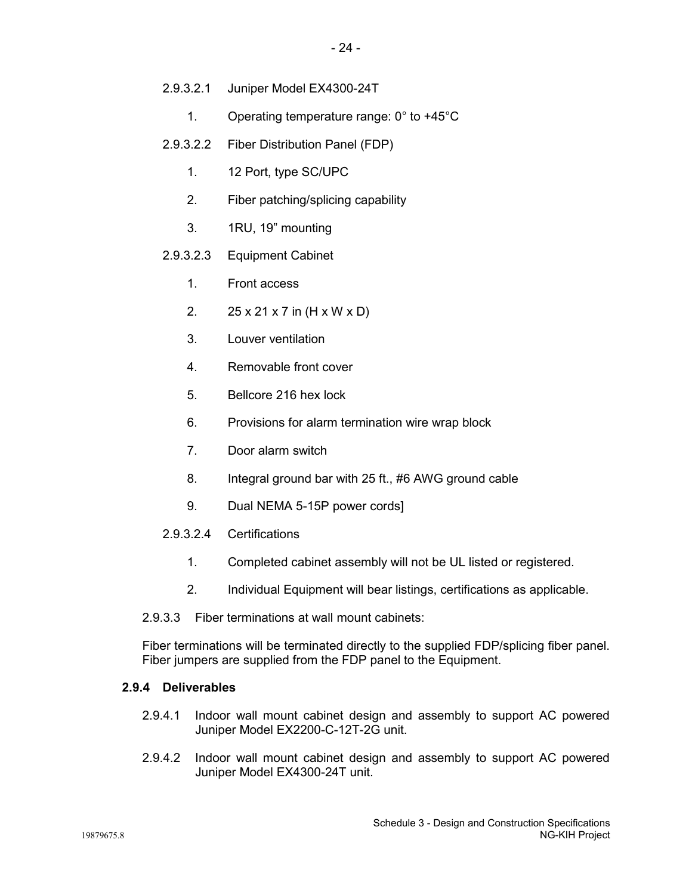2.9.3.2.1 Juniper Model EX4300-24T

1. Operating temperature range: 0° to +45°C

2.9.3.2.2 Fiber Distribution Panel (FDP)

1. 12 Port, type SC/UPC
2. Fiber patching/splicing capability
3. 1RU, 19” mounting

2.9.3.2.3 Equipment Cabinet

1. Front access
2. 25 x 21 x 7 in (H x W x D)
3. Louver ventilation
4. Removable front cover
5. Bellcore 216 hex lock
6. Provisions for alarm termination wire wrap block
7. Door alarm switch
8. Integral ground bar with 25 ft., #6 AWG ground cable
9. Dual NEMA 5-15P power cords]

2.9.3.2.4 Certifications

1. Completed cabinet assembly will not be UL listed or registered.
2. Individual Equipment will bear listings, certifications as applicable.

2.9.3.3 Fiber terminations at wall mount cabinets:

Fiber terminations will be terminated directly to the supplied FDP/splicing fiber panel. Fiber jumpers are supplied from the FDP panel to the Equipment.

### 2.9.4 Deliverables

2.9.4.1 Indoor wall mount cabinet design and assembly to support AC powered Juniper Model EX2200-C-12T-2G unit.

2.9.4.2 Indoor wall mount cabinet design and assembly to support AC powered Juniper Model EX4300-24T unit.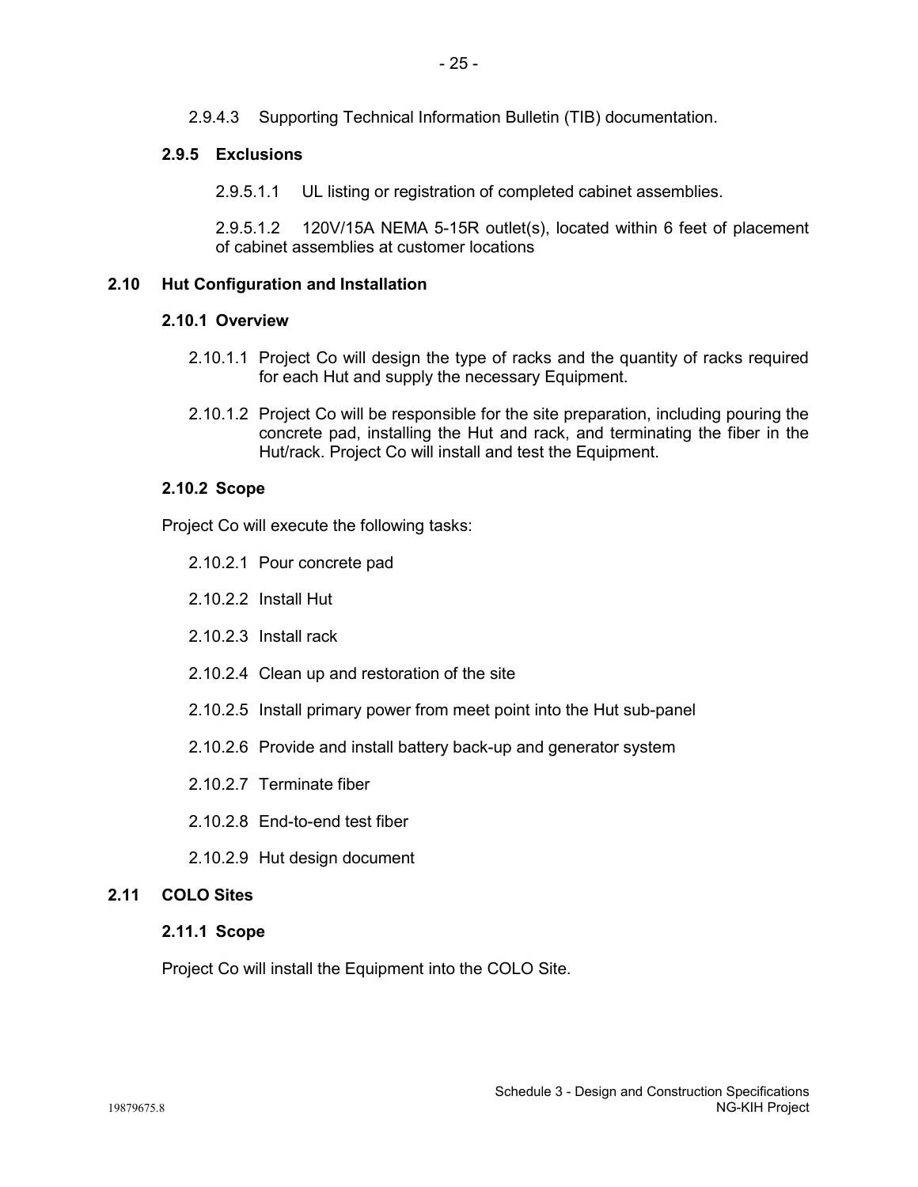2.9.4.3 Supporting Technical Information Bulletin (TIB) documentation.

### 2.9.5 Exclusions

2.9.5.1.1 UL listing or registration of completed cabinet assemblies.

2.9.5.1.2 120V/15A NEMA 5-15R outlet(s), located within 6 feet of placement of cabinet assemblies at customer locations

## 2.10 Hut Configuration and Installation

### 2.10.1 Overview

2.10.1.1 Project Co will design the type of racks and the quantity of racks required for each Hut and supply the necessary Equipment.

2.10.1.2 Project Co will be responsible for the site preparation, including pouring the concrete pad, installing the Hut and rack, and terminating the fiber in the Hut/rack. Project Co will install and test the Equipment.

### 2.10.2 Scope

Project Co will execute the following tasks:

2.10.2.1 Pour concrete pad

2.10.2.2 Install Hut

2.10.2.3 Install rack

2.10.2.4 Clean up and restoration of the site

2.10.2.5 Install primary power from meet point into the Hut sub-panel

2.10.2.6 Provide and install battery back-up and generator system

2.10.2.7 Terminate fiber

2.10.2.8 End-to-end test fiber

2.10.2.9 Hut design document

## 2.11 COLO Sites

### 2.11.1 Scope

Project Co will install the Equipment into the COLO Site.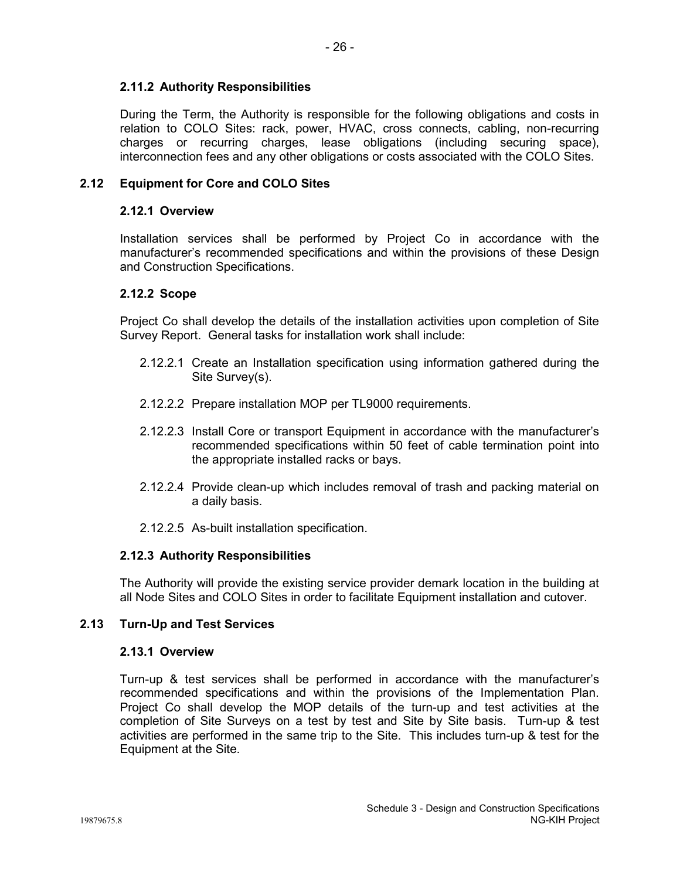### 2.11.2 Authority Responsibilities

During the Term, the Authority is responsible for the following obligations and costs in relation to COLO Sites: rack, power, HVAC, cross connects, cabling, non-recurring charges or recurring charges, lease obligations (including securing space), interconnection fees and any other obligations or costs associated with the COLO Sites.

## 2.12 Equipment for Core and COLO Sites

### 2.12.1 Overview

Installation services shall be performed by Project Co in accordance with the manufacturer's recommended specifications and within the provisions of these Design and Construction Specifications.

### 2.12.2 Scope

Project Co shall develop the details of the installation activities upon completion of Site Survey Report. General tasks for installation work shall include:

2.12.2.1 Create an Installation specification using information gathered during the Site Survey(s).

2.12.2.2 Prepare installation MOP per TL9000 requirements.

2.12.2.3 Install Core or transport Equipment in accordance with the manufacturer's recommended specifications within 50 feet of cable termination point into the appropriate installed racks or bays.

2.12.2.4 Provide clean-up which includes removal of trash and packing material on a daily basis.

2.12.2.5 As-built installation specification.

### 2.12.3 Authority Responsibilities

The Authority will provide the existing service provider demark location in the building at all Node Sites and COLO Sites in order to facilitate Equipment installation and cutover.

## 2.13 Turn-Up and Test Services

### 2.13.1 Overview

Turn-up & test services shall be performed in accordance with the manufacturer's recommended specifications and within the provisions of the Implementation Plan. Project Co shall develop the MOP details of the turn-up and test activities at the completion of Site Surveys on a test by test and Site by Site basis. Turn-up & test activities are performed in the same trip to the Site. This includes turn-up & test for the Equipment at the Site.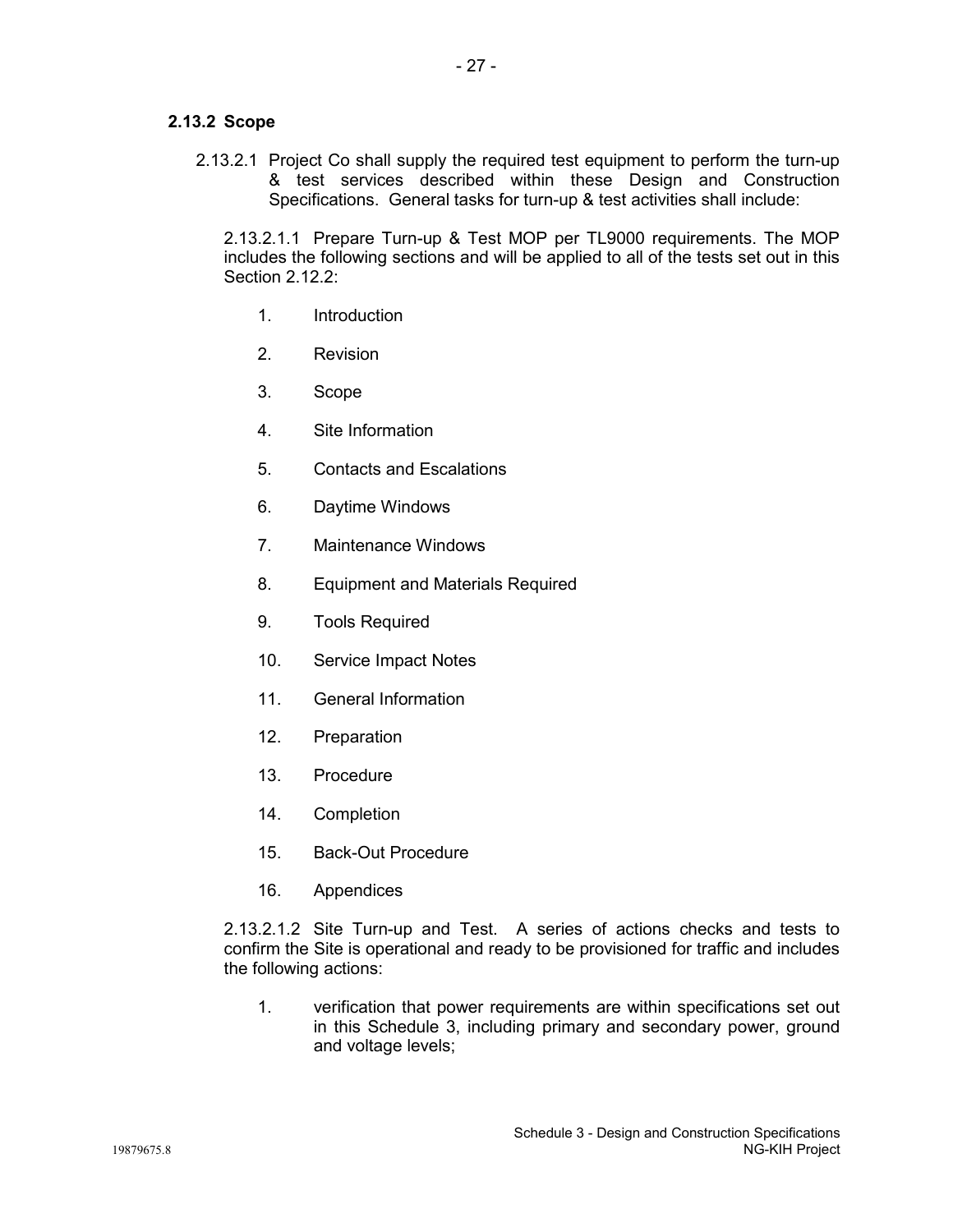### 2.13.2 Scope

2.13.2.1 Project Co shall supply the required test equipment to perform the turn-up & test services described within these Design and Construction Specifications. General tasks for turn-up & test activities shall include:

2.13.2.1.1 Prepare Turn-up & Test MOP per TL9000 requirements. The MOP includes the following sections and will be applied to all of the tests set out in this Section 2.12.2:

1. Introduction
2. Revision
3. Scope
4. Site Information
5. Contacts and Escalations
6. Daytime Windows
7. Maintenance Windows
8. Equipment and Materials Required
9. Tools Required
10. Service Impact Notes
11. General Information
12. Preparation
13. Procedure
14. Completion
15. Back-Out Procedure
16. Appendices

2.13.2.1.2 Site Turn-up and Test. A series of actions checks and tests to confirm the Site is operational and ready to be provisioned for traffic and includes the following actions:

1. verification that power requirements are within specifications set out in this Schedule 3, including primary and secondary power, ground and voltage levels;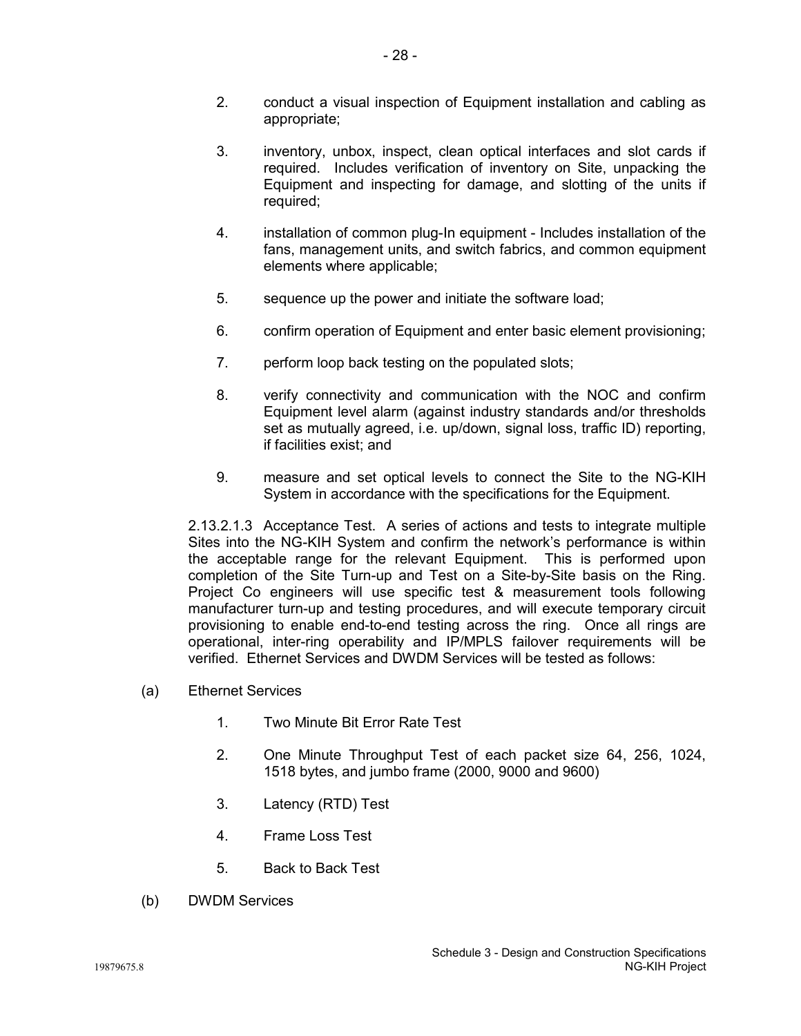2. conduct a visual inspection of Equipment installation and cabling as appropriate;

3. inventory, unbox, inspect, clean optical interfaces and slot cards if required. Includes verification of inventory on Site, unpacking the Equipment and inspecting for damage, and slotting of the units if required;

4. installation of common plug-In equipment - Includes installation of the fans, management units, and switch fabrics, and common equipment elements where applicable;

5. sequence up the power and initiate the software load;

6. confirm operation of Equipment and enter basic element provisioning;

7. perform loop back testing on the populated slots;

8. verify connectivity and communication with the NOC and confirm Equipment level alarm (against industry standards and/or thresholds set as mutually agreed, i.e. up/down, signal loss, traffic ID) reporting, if facilities exist; and

9. measure and set optical levels to connect the Site to the NG-KIH System in accordance with the specifications for the Equipment.

2.13.2.1.3 Acceptance Test. A series of actions and tests to integrate multiple Sites into the NG-KIH System and confirm the network's performance is within the acceptable range for the relevant Equipment. This is performed upon completion of the Site Turn-up and Test on a Site-by-Site basis on the Ring. Project Co engineers will use specific test & measurement tools following manufacturer turn-up and testing procedures, and will execute temporary circuit provisioning to enable end-to-end testing across the ring. Once all rings are operational, inter-ring operability and IP/MPLS failover requirements will be verified. Ethernet Services and DWDM Services will be tested as follows:

(a) Ethernet Services

1. Two Minute Bit Error Rate Test

2. One Minute Throughput Test of each packet size 64, 256, 1024, 1518 bytes, and jumbo frame (2000, 9000 and 9600)

3. Latency (RTD) Test

4. Frame Loss Test

5. Back to Back Test

(b) DWDM Services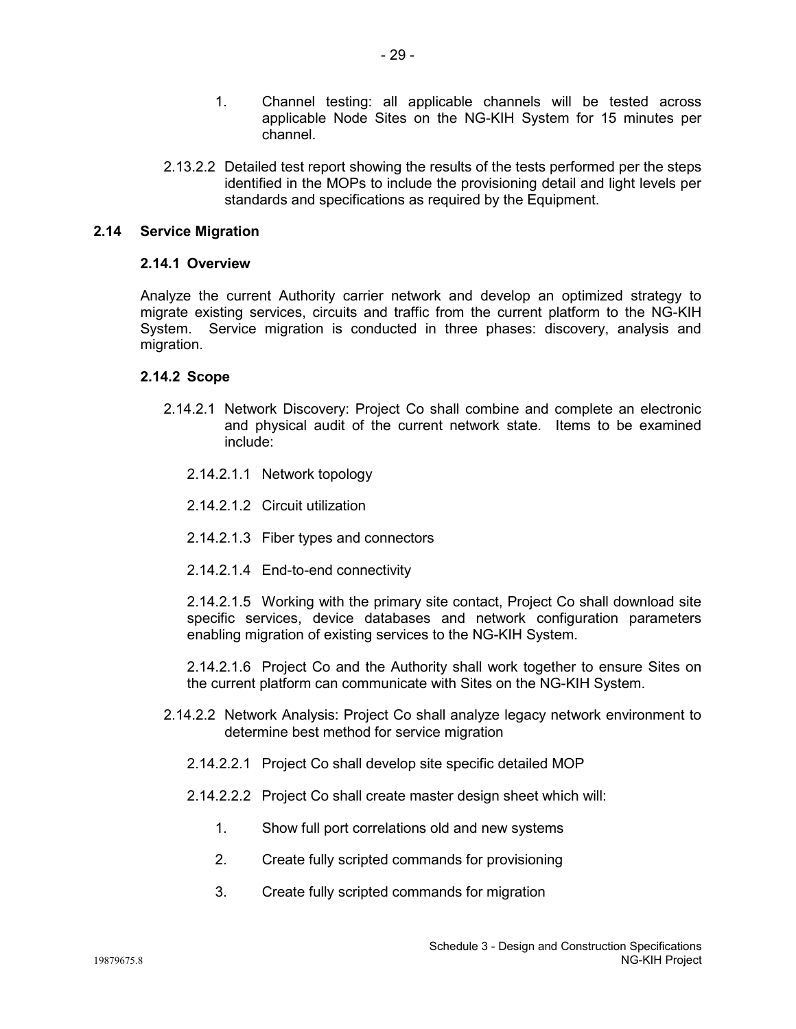1. Channel testing: all applicable channels will be tested across applicable Node Sites on the NG-KIH System for 15 minutes per channel.

2.13.2.2 Detailed test report showing the results of the tests performed per the steps identified in the MOPs to include the provisioning detail and light levels per standards and specifications as required by the Equipment.

## 2.14 Service Migration

### 2.14.1 Overview

Analyze the current Authority carrier network and develop an optimized strategy to migrate existing services, circuits and traffic from the current platform to the NG-KIH System. Service migration is conducted in three phases: discovery, analysis and migration.

### 2.14.2 Scope

2.14.2.1 Network Discovery: Project Co shall combine and complete an electronic and physical audit of the current network state. Items to be examined include:

2.14.2.1.1 Network topology

2.14.2.1.2 Circuit utilization

2.14.2.1.3 Fiber types and connectors

2.14.2.1.4 End-to-end connectivity

2.14.2.1.5 Working with the primary site contact, Project Co shall download site specific services, device databases and network configuration parameters enabling migration of existing services to the NG-KIH System.

2.14.2.1.6 Project Co and the Authority shall work together to ensure Sites on the current platform can communicate with Sites on the NG-KIH System.

2.14.2.2 Network Analysis: Project Co shall analyze legacy network environment to determine best method for service migration

2.14.2.2.1 Project Co shall develop site specific detailed MOP

2.14.2.2.2 Project Co shall create master design sheet which will:

1. Show full port correlations old and new systems
2. Create fully scripted commands for provisioning
3. Create fully scripted commands for migration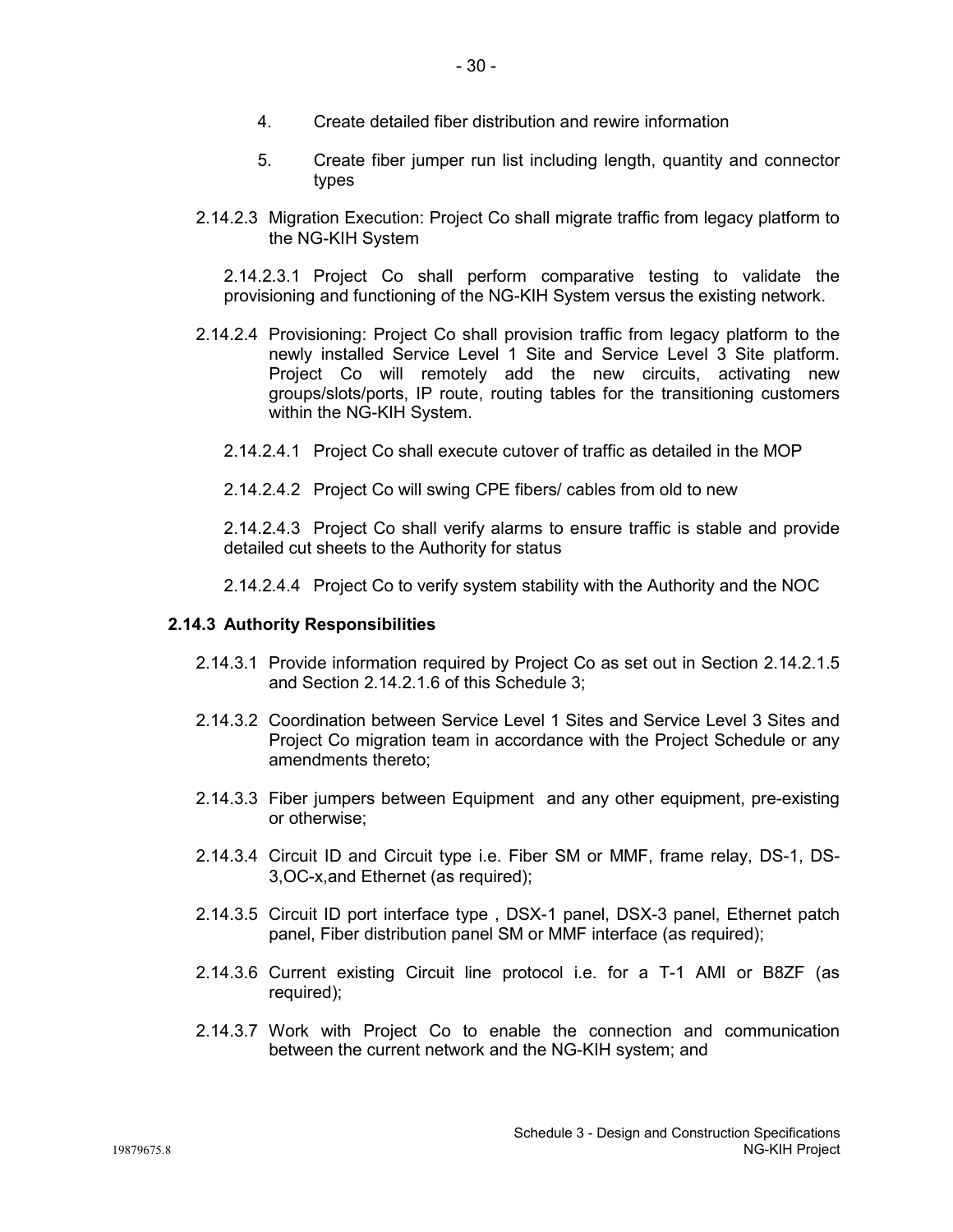4. Create detailed fiber distribution and rewire information

5. Create fiber jumper run list including length, quantity and connector types

2.14.2.3 Migration Execution: Project Co shall migrate traffic from legacy platform to the NG-KIH System

2.14.2.3.1 Project Co shall perform comparative testing to validate the provisioning and functioning of the NG-KIH System versus the existing network.

2.14.2.4 Provisioning: Project Co shall provision traffic from legacy platform to the newly installed Service Level 1 Site and Service Level 3 Site platform. Project Co will remotely add the new circuits, activating new groups/slots/ports, IP route, routing tables for the transitioning customers within the NG-KIH System.

2.14.2.4.1 Project Co shall execute cutover of traffic as detailed in the MOP

2.14.2.4.2 Project Co will swing CPE fibers/ cables from old to new

2.14.2.4.3 Project Co shall verify alarms to ensure traffic is stable and provide detailed cut sheets to the Authority for status

2.14.2.4.4 Project Co to verify system stability with the Authority and the NOC

### 2.14.3 Authority Responsibilities

2.14.3.1 Provide information required by Project Co as set out in Section 2.14.2.1.5 and Section 2.14.2.1.6 of this Schedule 3;

2.14.3.2 Coordination between Service Level 1 Sites and Service Level 3 Sites and Project Co migration team in accordance with the Project Schedule or any amendments thereto;

2.14.3.3 Fiber jumpers between Equipment and any other equipment, pre-existing or otherwise;

2.14.3.4 Circuit ID and Circuit type i.e. Fiber SM or MMF, frame relay, DS-1, DS-3,OC-x,and Ethernet (as required);

2.14.3.5 Circuit ID port interface type , DSX-1 panel, DSX-3 panel, Ethernet patch panel, Fiber distribution panel SM or MMF interface (as required);

2.14.3.6 Current existing Circuit line protocol i.e. for a T-1 AMI or B8ZF (as required);

2.14.3.7 Work with Project Co to enable the connection and communication between the current network and the NG-KIH system; and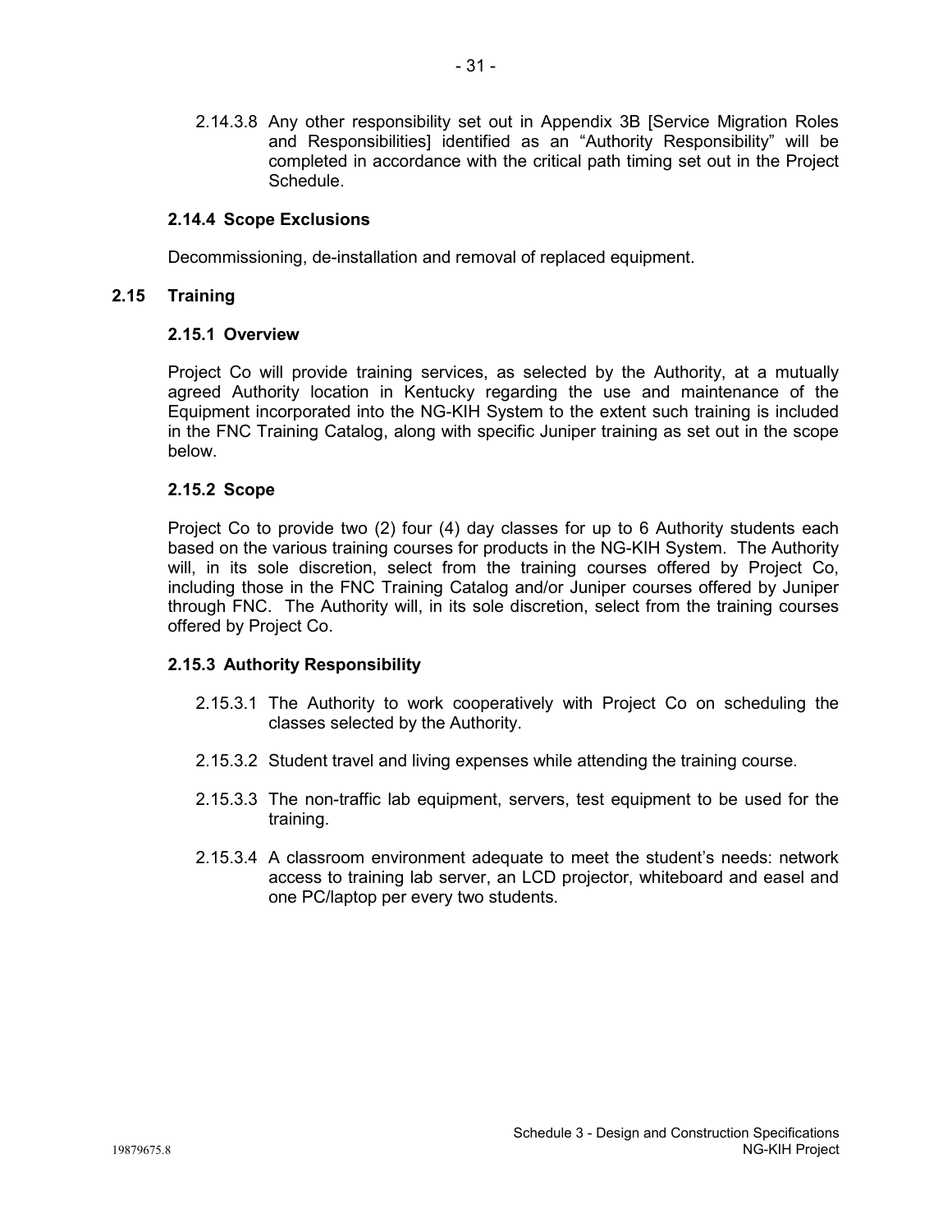2.14.3.8 Any other responsibility set out in Appendix 3B [Service Migration Roles and Responsibilities] identified as an "Authority Responsibility" will be completed in accordance with the critical path timing set out in the Project Schedule.

#### 2.14.4 Scope Exclusions

Decommissioning, de-installation and removal of replaced equipment.

### 2.15 Training

#### 2.15.1 Overview

Project Co will provide training services, as selected by the Authority, at a mutually agreed Authority location in Kentucky regarding the use and maintenance of the Equipment incorporated into the NG-KIH System to the extent such training is included in the FNC Training Catalog, along with specific Juniper training as set out in the scope below.

#### 2.15.2 Scope

Project Co to provide two (2) four (4) day classes for up to 6 Authority students each based on the various training courses for products in the NG-KIH System. The Authority will, in its sole discretion, select from the training courses offered by Project Co, including those in the FNC Training Catalog and/or Juniper courses offered by Juniper through FNC. The Authority will, in its sole discretion, select from the training courses offered by Project Co.

#### 2.15.3 Authority Responsibility

2.15.3.1 The Authority to work cooperatively with Project Co on scheduling the classes selected by the Authority.

2.15.3.2 Student travel and living expenses while attending the training course.

2.15.3.3 The non-traffic lab equipment, servers, test equipment to be used for the training.

2.15.3.4 A classroom environment adequate to meet the student's needs: network access to training lab server, an LCD projector, whiteboard and easel and one PC/laptop per every two students.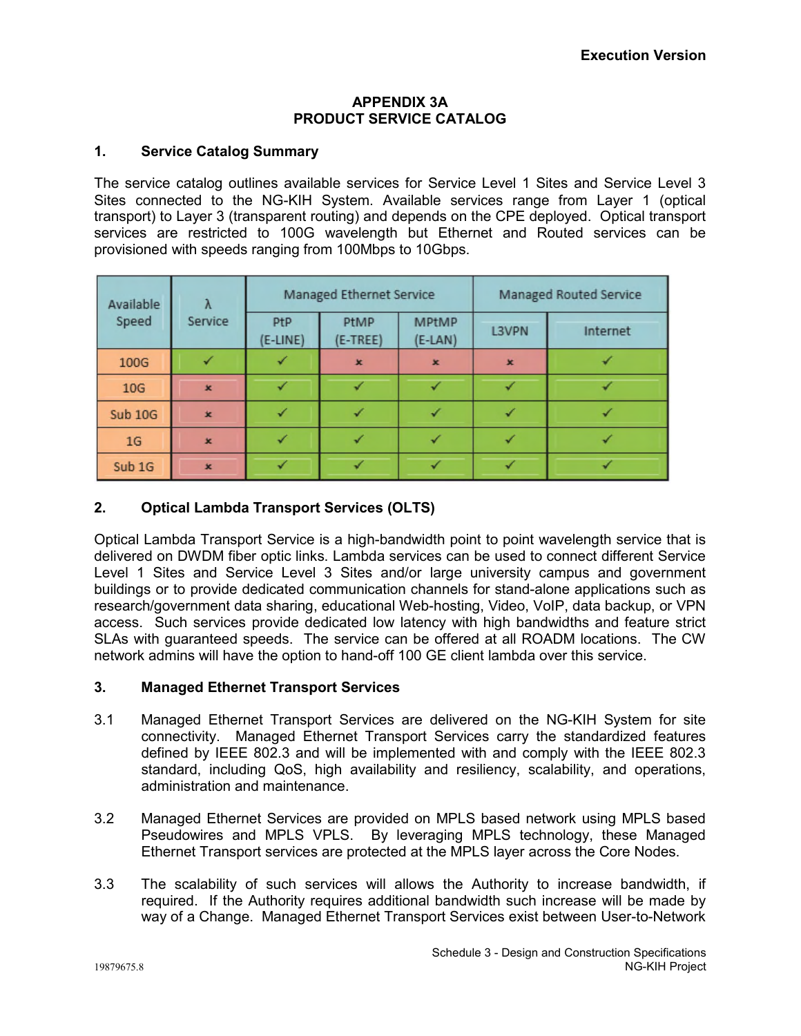## APPENDIX 3A
## PRODUCT SERVICE CATALOG

### 1. Service Catalog Summary

The service catalog outlines available services for Service Level 1 Sites and Service Level 3 Sites connected to the NG-KIH System. Available services range from Layer 1 (optical transport) to Layer 3 (transparent routing) and depends on the CPE deployed. Optical transport services are restricted to 100G wavelength but Ethernet and Routed services can be provisioned with speeds ranging from 100Mbps to 10Gbps.

| Available Speed | λ Service | Managed Ethernet Service | | | Managed Routed Service | |
|---|---|---|---|---|---|---|
| | | PtP (E-LINE) | PtMP (E-TREE) | MPtMP (E-LAN) | L3VPN | Internet |
| 100G | ✓ | ✓ | × | × | × | ✓ |
| 10G | × | ✓ | ✓ | ✓ | ✓ | ✓ |
| Sub 10G | × | ✓ | ✓ | ✓ | ✓ | ✓ |
| 1G | × | ✓ | ✓ | ✓ | ✓ | ✓ |
| Sub 1G | × | ✓ | ✓ | ✓ | ✓ | ✓ |

### 2. Optical Lambda Transport Services (OLTS)

Optical Lambda Transport Service is a high-bandwidth point to point wavelength service that is delivered on DWDM fiber optic links. Lambda services can be used to connect different Service Level 1 Sites and Service Level 3 Sites and/or large university campus and government buildings or to provide dedicated communication channels for stand-alone applications such as research/government data sharing, educational Web-hosting, Video, VoIP, data backup, or VPN access. Such services provide dedicated low latency with high bandwidths and feature strict SLAs with guaranteed speeds. The service can be offered at all ROADM locations. The CW network admins will have the option to hand-off 100 GE client lambda over this service.

### 3. Managed Ethernet Transport Services

3.1 Managed Ethernet Transport Services are delivered on the NG-KIH System for site connectivity. Managed Ethernet Transport Services carry the standardized features defined by IEEE 802.3 and will be implemented with and comply with the IEEE 802.3 standard, including QoS, high availability and resiliency, scalability, and operations, administration and maintenance.

3.2 Managed Ethernet Services are provided on MPLS based network using MPLS based Pseudowires and MPLS VPLS. By leveraging MPLS technology, these Managed Ethernet Transport services are protected at the MPLS layer across the Core Nodes.

3.3 The scalability of such services will allows the Authority to increase bandwidth, if required. If the Authority requires additional bandwidth such increase will be made by way of a Change. Managed Ethernet Transport Services exist between User-to-Network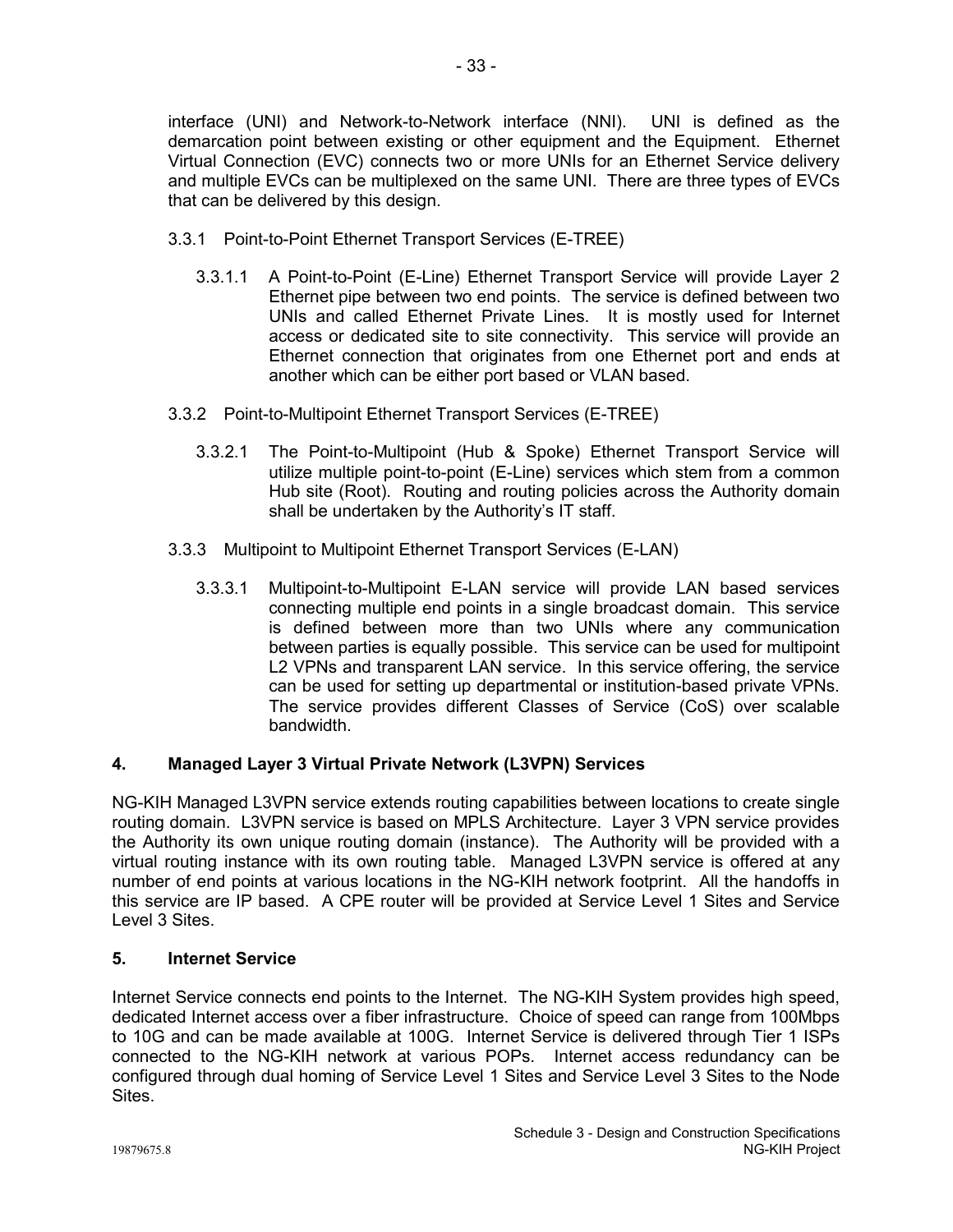interface (UNI) and Network-to-Network interface (NNI). UNI is defined as the demarcation point between existing or other equipment and the Equipment. Ethernet Virtual Connection (EVC) connects two or more UNIs for an Ethernet Service delivery and multiple EVCs can be multiplexed on the same UNI. There are three types of EVCs that can be delivered by this design.

3.3.1 Point-to-Point Ethernet Transport Services (E-TREE)

3.3.1.1 A Point-to-Point (E-Line) Ethernet Transport Service will provide Layer 2 Ethernet pipe between two end points. The service is defined between two UNIs and called Ethernet Private Lines. It is mostly used for Internet access or dedicated site to site connectivity. This service will provide an Ethernet connection that originates from one Ethernet port and ends at another which can be either port based or VLAN based.

3.3.2 Point-to-Multipoint Ethernet Transport Services (E-TREE)

3.3.2.1 The Point-to-Multipoint (Hub & Spoke) Ethernet Transport Service will utilize multiple point-to-point (E-Line) services which stem from a common Hub site (Root). Routing and routing policies across the Authority domain shall be undertaken by the Authority's IT staff.

3.3.3 Multipoint to Multipoint Ethernet Transport Services (E-LAN)

3.3.3.1 Multipoint-to-Multipoint E-LAN service will provide LAN based services connecting multiple end points in a single broadcast domain. This service is defined between more than two UNIs where any communication between parties is equally possible. This service can be used for multipoint L2 VPNs and transparent LAN service. In this service offering, the service can be used for setting up departmental or institution-based private VPNs. The service provides different Classes of Service (CoS) over scalable bandwidth.

## 4. Managed Layer 3 Virtual Private Network (L3VPN) Services

NG-KIH Managed L3VPN service extends routing capabilities between locations to create single routing domain. L3VPN service is based on MPLS Architecture. Layer 3 VPN service provides the Authority its own unique routing domain (instance). The Authority will be provided with a virtual routing instance with its own routing table. Managed L3VPN service is offered at any number of end points at various locations in the NG-KIH network footprint. All the handoffs in this service are IP based. A CPE router will be provided at Service Level 1 Sites and Service Level 3 Sites.

## 5. Internet Service

Internet Service connects end points to the Internet. The NG-KIH System provides high speed, dedicated Internet access over a fiber infrastructure. Choice of speed can range from 100Mbps to 10G and can be made available at 100G. Internet Service is delivered through Tier 1 ISPs connected to the NG-KIH network at various POPs. Internet access redundancy can be configured through dual homing of Service Level 1 Sites and Service Level 3 Sites to the Node Sites.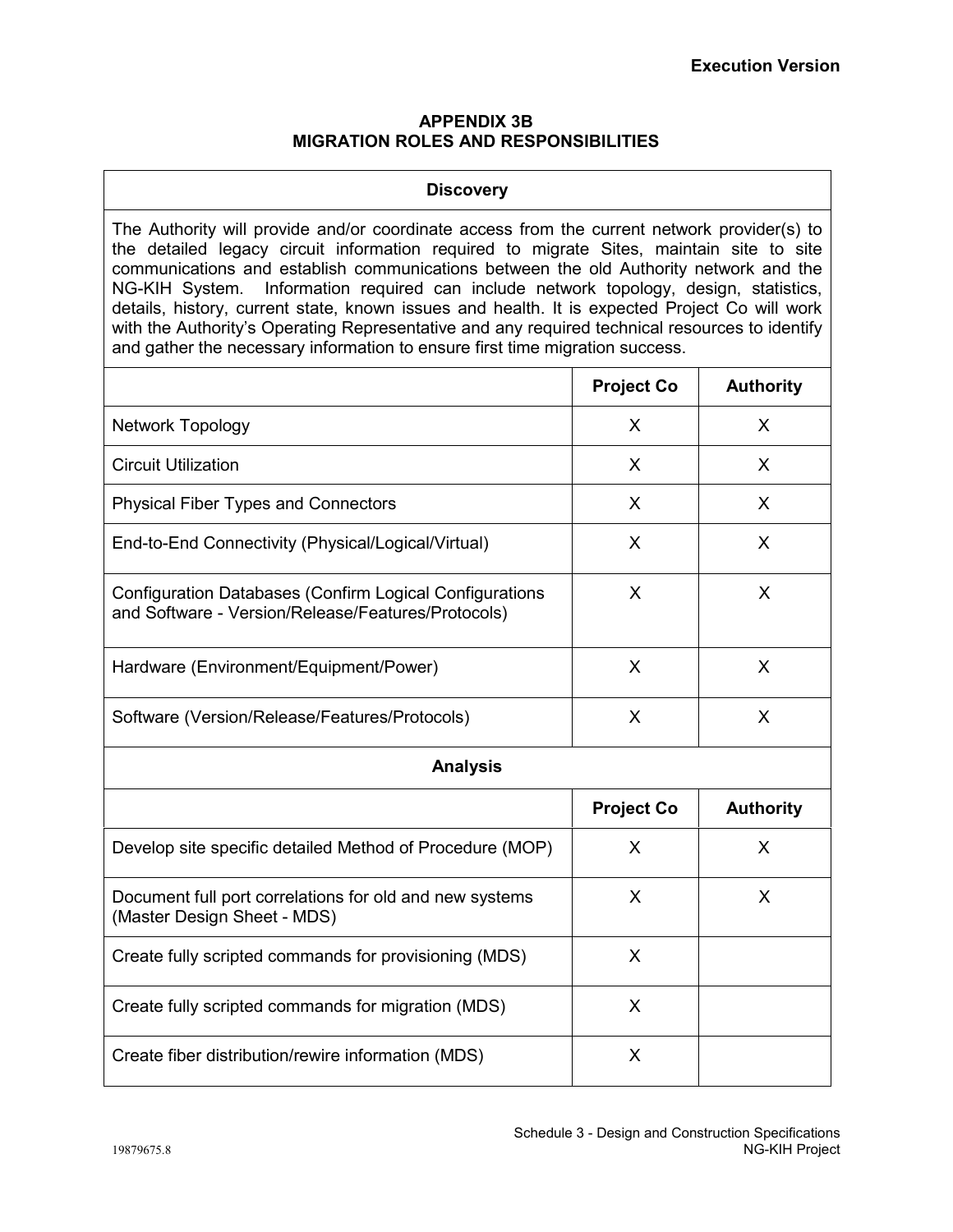## APPENDIX 3B
## MIGRATION ROLES AND RESPONSIBILITIES

### Discovery

The Authority will provide and/or coordinate access from the current network provider(s) to the detailed legacy circuit information required to migrate Sites, maintain site to site communications and establish communications between the old Authority network and the NG-KIH System. Information required can include network topology, design, statistics, details, history, current state, known issues and health. It is expected Project Co will work with the Authority's Operating Representative and any required technical resources to identify and gather the necessary information to ensure first time migration success.

| | Project Co | Authority |
|---|---|---|
| Network Topology | X | X |
| Circuit Utilization | X | X |
| Physical Fiber Types and Connectors | X | X |
| End-to-End Connectivity (Physical/Logical/Virtual) | X | X |
| Configuration Databases (Confirm Logical Configurations and Software - Version/Release/Features/Protocols) | X | X |
| Hardware (Environment/Equipment/Power) | X | X |
| Software (Version/Release/Features/Protocols) | X | X |

### Analysis

| | Project Co | Authority |
|---|---|---|
| Develop site specific detailed Method of Procedure (MOP) | X | X |
| Document full port correlations for old and new systems (Master Design Sheet - MDS) | X | X |
| Create fully scripted commands for provisioning (MDS) | X | |
| Create fully scripted commands for migration (MDS) | X | |
| Create fiber distribution/rewire information (MDS) | X | |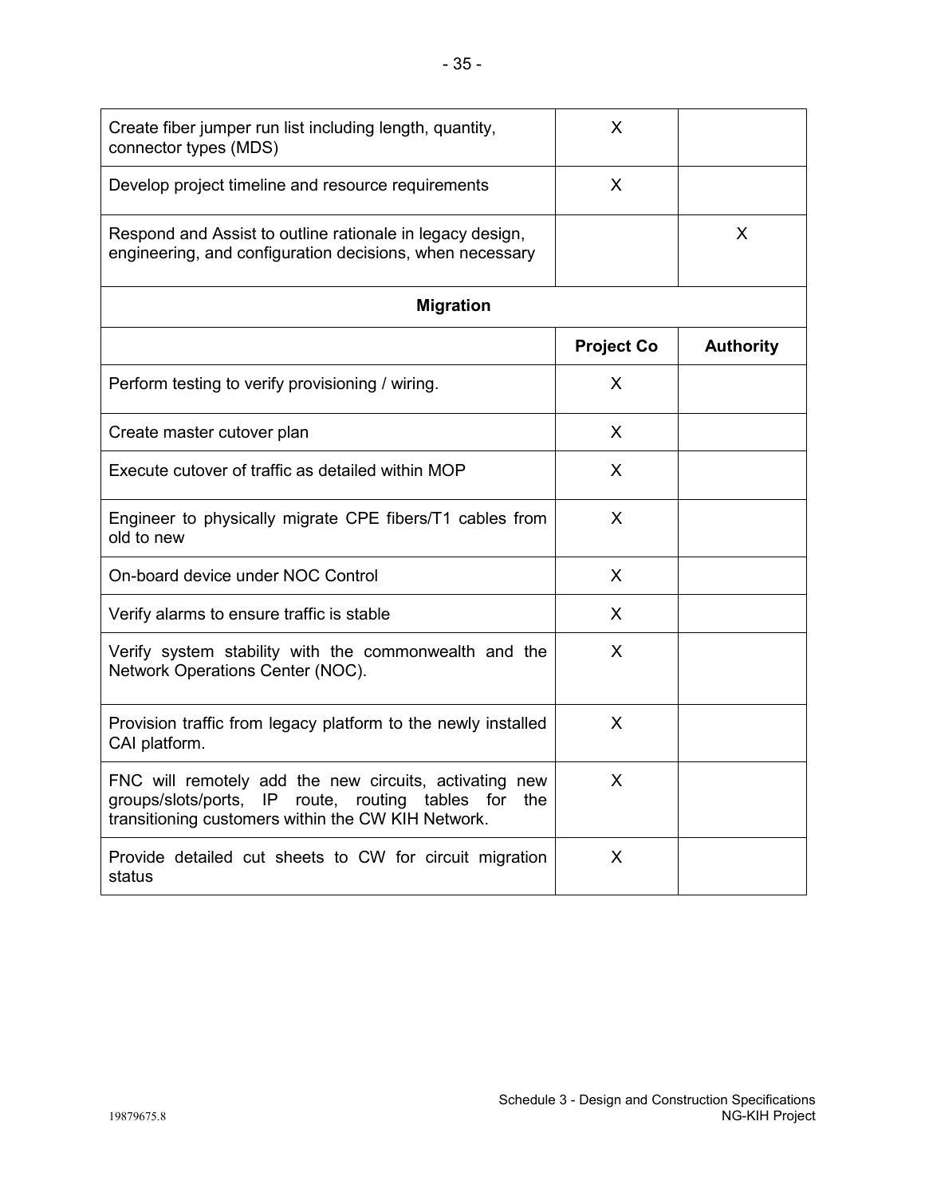| | | |
|---|---|---|
| Create fiber jumper run list including length, quantity, connector types (MDS) | X | |
| Develop project timeline and resource requirements | X | |
| Respond and Assist to outline rationale in legacy design, engineering, and configuration decisions, when necessary | | X |
| **Migration** | | |
| | **Project Co** | **Authority** |
| Perform testing to verify provisioning / wiring. | X | |
| Create master cutover plan | X | |
| Execute cutover of traffic as detailed within MOP | X | |
| Engineer to physically migrate CPE fibers/T1 cables from old to new | X | |
| On-board device under NOC Control | X | |
| Verify alarms to ensure traffic is stable | X | |
| Verify system stability with the commonwealth and the Network Operations Center (NOC). | X | |
| Provision traffic from legacy platform to the newly installed CAI platform. | X | |
| FNC will remotely add the new circuits, activating new groups/slots/ports, IP route, routing tables for the transitioning customers within the CW KIH Network. | X | |
| Provide detailed cut sheets to CW for circuit migration status | X | |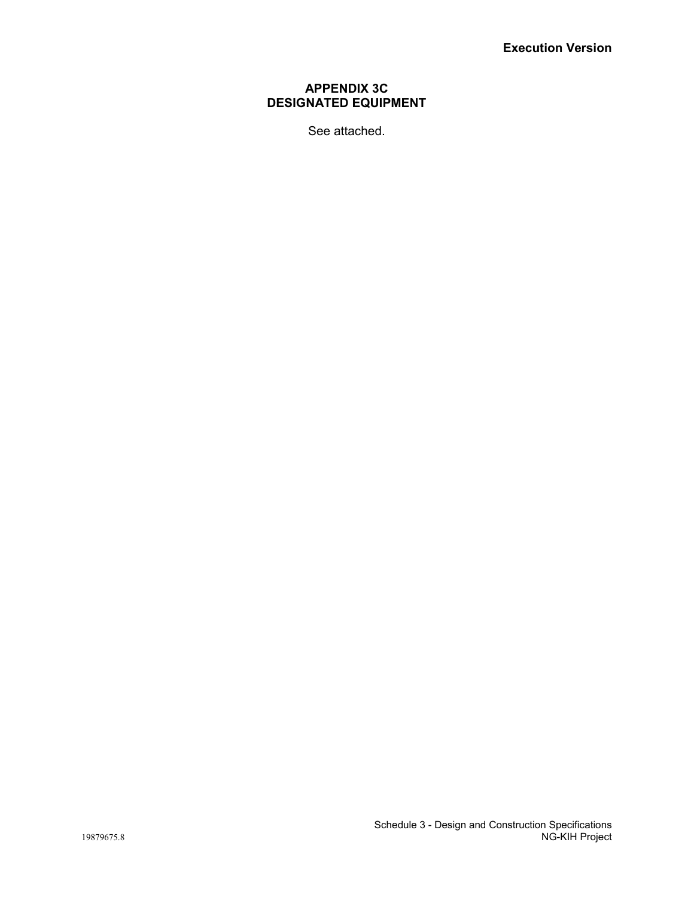# APPENDIX 3C
# DESIGNATED EQUIPMENT

See attached.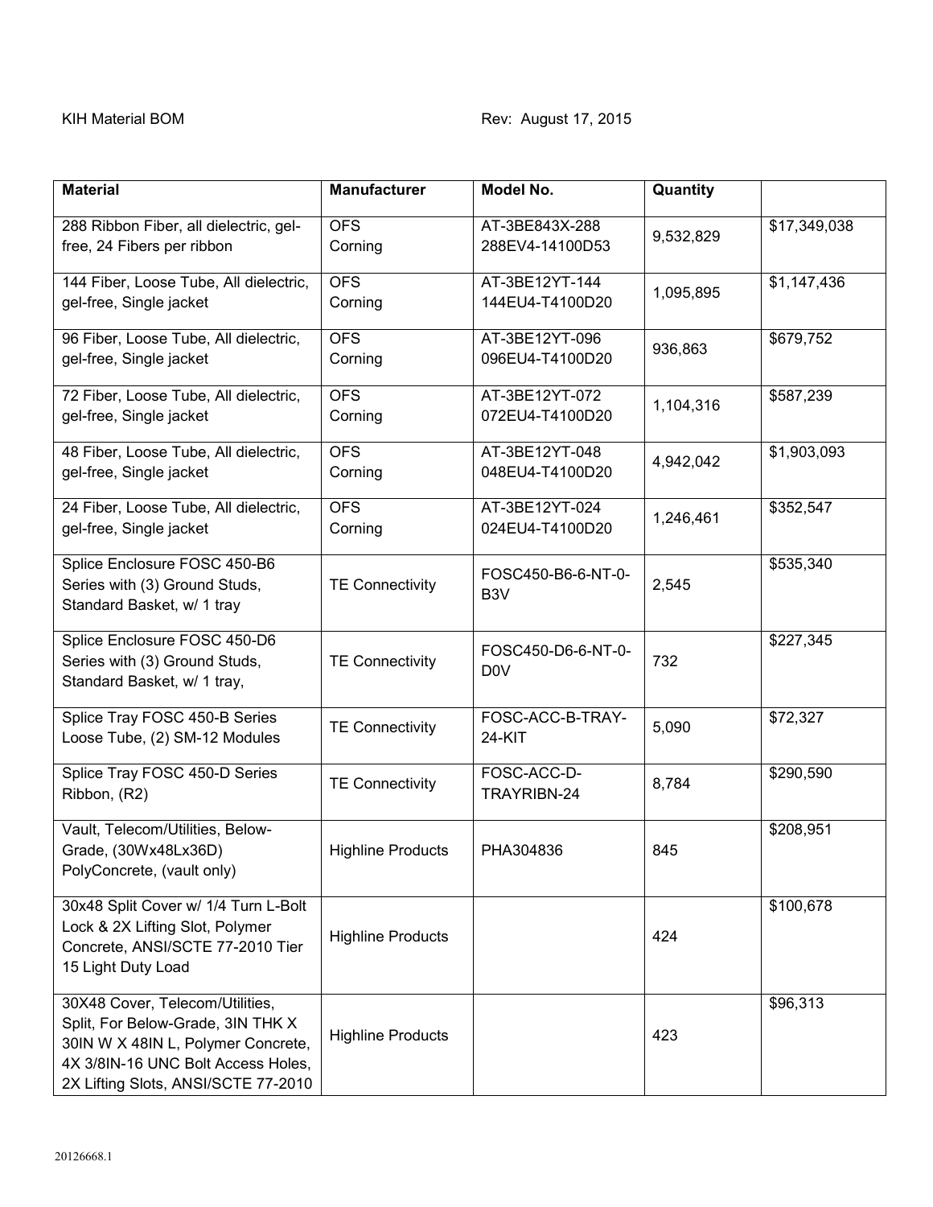KIH Material BOM Rev: August 17, 2015

| Material | Manufacturer | Model No. | Quantity | |
|---|---|---|---|---|
| 288 Ribbon Fiber, all dielectric, gel-free, 24 Fibers per ribbon | OFS<br>Corning | AT-3BE843X-288<br>288EV4-14100D53 | 9,532,829 | $17,349,038 |
| 144 Fiber, Loose Tube, All dielectric, gel-free, Single jacket | OFS<br>Corning | AT-3BE12YT-144<br>144EU4-T4100D20 | 1,095,895 | $1,147,436 |
| 96 Fiber, Loose Tube, All dielectric, gel-free, Single jacket | OFS<br>Corning | AT-3BE12YT-096<br>096EU4-T4100D20 | 936,863 | $679,752 |
| 72 Fiber, Loose Tube, All dielectric, gel-free, Single jacket | OFS<br>Corning | AT-3BE12YT-072<br>072EU4-T4100D20 | 1,104,316 | $587,239 |
| 48 Fiber, Loose Tube, All dielectric, gel-free, Single jacket | OFS<br>Corning | AT-3BE12YT-048<br>048EU4-T4100D20 | 4,942,042 | $1,903,093 |
| 24 Fiber, Loose Tube, All dielectric, gel-free, Single jacket | OFS<br>Corning | AT-3BE12YT-024<br>024EU4-T4100D20 | 1,246,461 | $352,547 |
| Splice Enclosure FOSC 450-B6 Series with (3) Ground Studs, Standard Basket, w/ 1 tray | TE Connectivity | FOSC450-B6-6-NT-0-B3V | 2,545 | $535,340 |
| Splice Enclosure FOSC 450-D6 Series with (3) Ground Studs, Standard Basket, w/ 1 tray, | TE Connectivity | FOSC450-D6-6-NT-0-D0V | 732 | $227,345 |
| Splice Tray FOSC 450-B Series Loose Tube, (2) SM-12 Modules | TE Connectivity | FOSC-ACC-B-TRAY-24-KIT | 5,090 | $72,327 |
| Splice Tray FOSC 450-D Series Ribbon, (R2) | TE Connectivity | FOSC-ACC-D-TRAYRIBN-24 | 8,784 | $290,590 |
| Vault, Telecom/Utilities, Below-Grade, (30Wx48Lx36D) PolyConcrete, (vault only) | Highline Products | PHA304836 | 845 | $208,951 |
| 30x48 Split Cover w/ 1/4 Turn L-Bolt Lock & 2X Lifting Slot, Polymer Concrete, ANSI/SCTE 77-2010 Tier 15 Light Duty Load | Highline Products | | 424 | $100,678 |
| 30X48 Cover, Telecom/Utilities, Split, For Below-Grade, 3IN THK X 30IN W X 48IN L, Polymer Concrete, 4X 3/8IN-16 UNC Bolt Access Holes, 2X Lifting Slots, ANSI/SCTE 77-2010 | Highline Products | | 423 | $96,313 |

20126668.1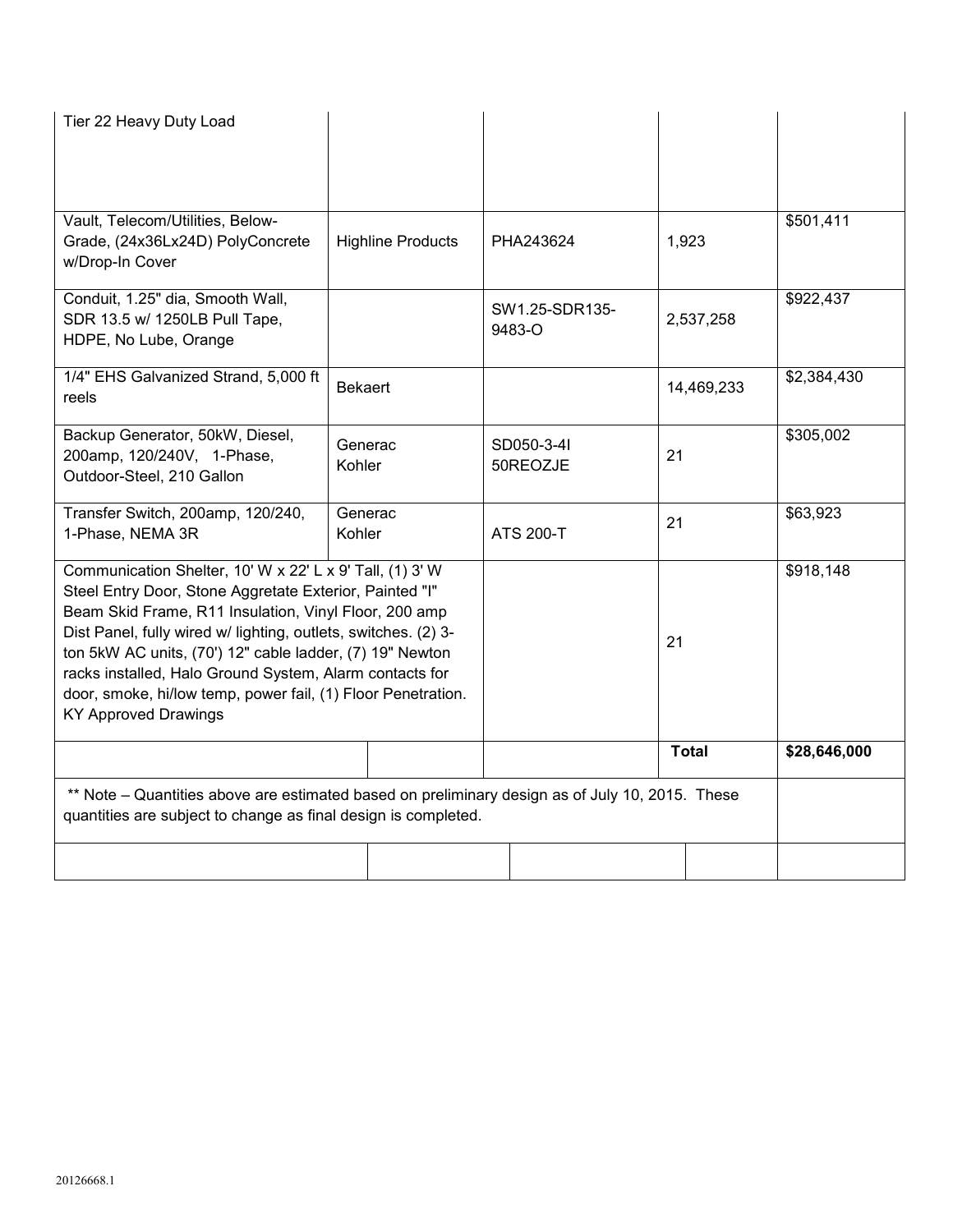| | | | | |
|---|---|---|---|---|
| Tier 22 Heavy Duty Load | | | | |
| Vault, Telecom/Utilities, Below-Grade, (24x36Lx24D) PolyConcrete w/Drop-In Cover | Highline Products | PHA243624 | 1,923 | $501,411 |
| Conduit, 1.25" dia, Smooth Wall, SDR 13.5 w/ 1250LB Pull Tape, HDPE, No Lube, Orange | | SW1.25-SDR135-9483-O | 2,537,258 | $922,437 |
| 1/4" EHS Galvanized Strand, 5,000 ft reels | Bekaert | | 14,469,233 | $2,384,430 |
| Backup Generator, 50kW, Diesel, 200amp, 120/240V, 1-Phase, Outdoor-Steel, 210 Gallon | Generac Kohler | SD050-3-4I 50REOZJE | 21 | $305,002 |
| Transfer Switch, 200amp, 120/240, 1-Phase, NEMA 3R | Generac Kohler | ATS 200-T | 21 | $63,923 |
| Communication Shelter, 10' W x 22' L x 9' Tall, (1) 3' W Steel Entry Door, Stone Aggretate Exterior, Painted "I" Beam Skid Frame, R11 Insulation, Vinyl Floor, 200 amp Dist Panel, fully wired w/ lighting, outlets, switches. (2) 3-ton 5kW AC units, (70') 12" cable ladder, (7) 19" Newton racks installed, Halo Ground System, Alarm contacts for door, smoke, hi/low temp, power fail, (1) Floor Penetration. KY Approved Drawings | | | 21 | $918,148 |
| | | | **Total** | **$28,646,000** |
| ** Note – Quantities above are estimated based on preliminary design as of July 10, 2015. These quantities are subject to change as final design is completed. | | | | |
| | | | | |

20126668.1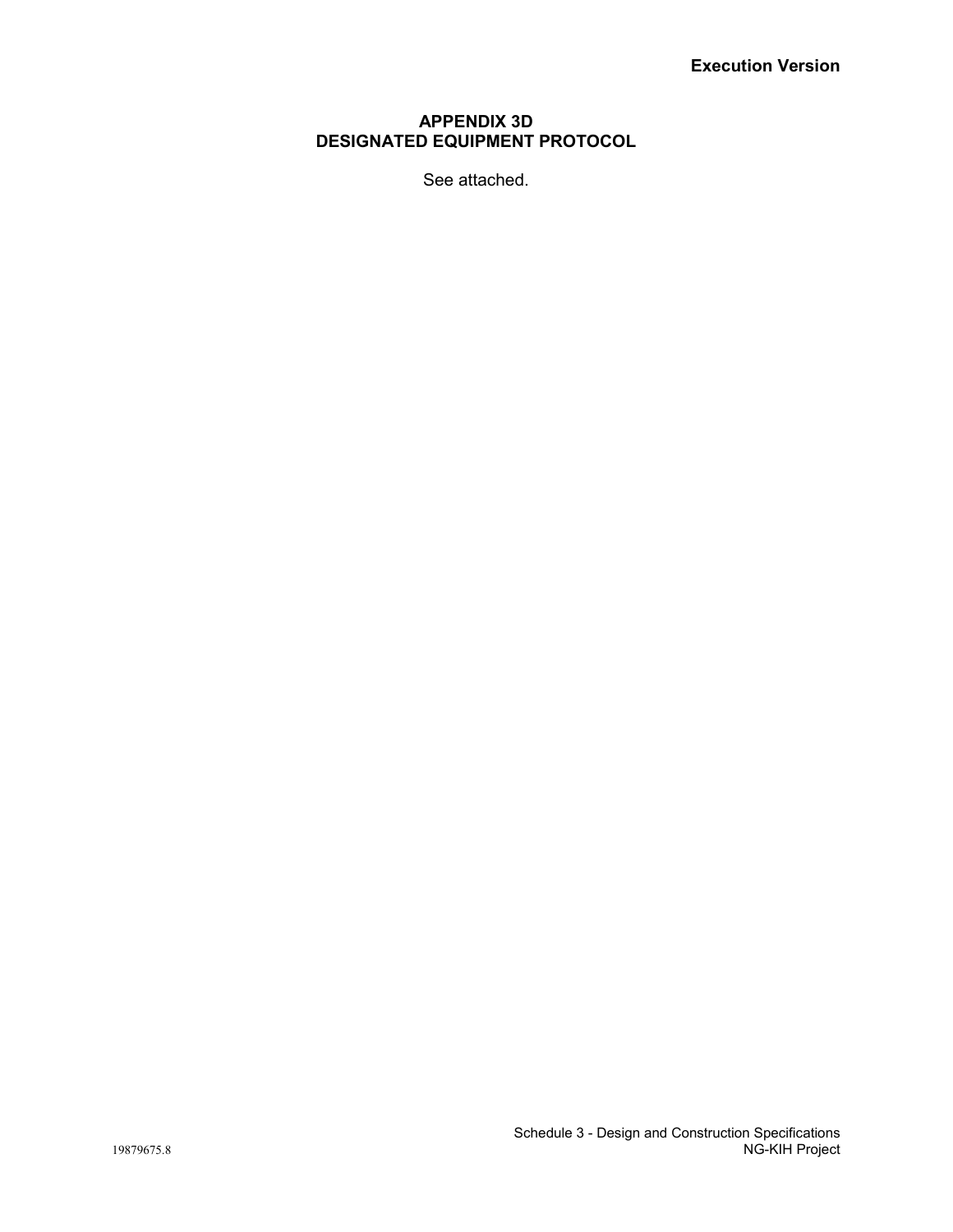**Execution Version**

# APPENDIX 3D
# DESIGNATED EQUIPMENT PROTOCOL

See attached.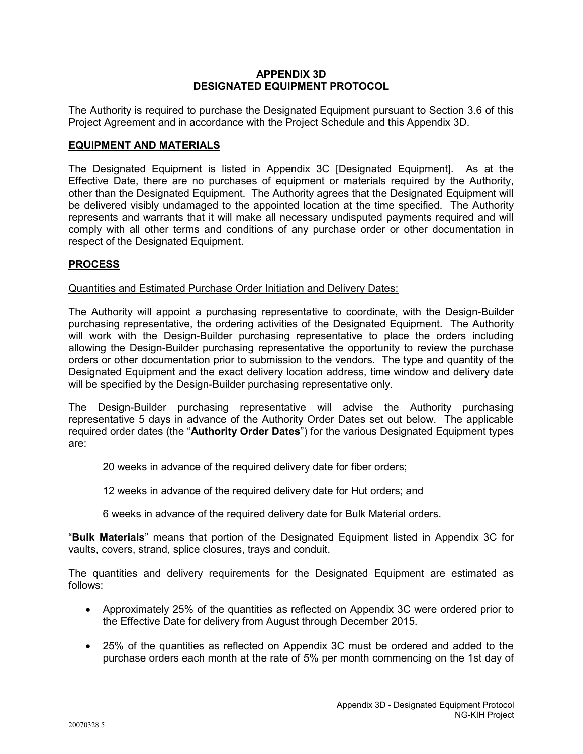# APPENDIX 3D
# DESIGNATED EQUIPMENT PROTOCOL

The Authority is required to purchase the Designated Equipment pursuant to Section 3.6 of this Project Agreement and in accordance with the Project Schedule and this Appendix 3D.

## EQUIPMENT AND MATERIALS

The Designated Equipment is listed in Appendix 3C [Designated Equipment]. As at the Effective Date, there are no purchases of equipment or materials required by the Authority, other than the Designated Equipment. The Authority agrees that the Designated Equipment will be delivered visibly undamaged to the appointed location at the time specified. The Authority represents and warrants that it will make all necessary undisputed payments required and will comply with all other terms and conditions of any purchase order or other documentation in respect of the Designated Equipment.

## PROCESS

Quantities and Estimated Purchase Order Initiation and Delivery Dates:

The Authority will appoint a purchasing representative to coordinate, with the Design-Builder purchasing representative, the ordering activities of the Designated Equipment. The Authority will work with the Design-Builder purchasing representative to place the orders including allowing the Design-Builder purchasing representative the opportunity to review the purchase orders or other documentation prior to submission to the vendors. The type and quantity of the Designated Equipment and the exact delivery location address, time window and delivery date will be specified by the Design-Builder purchasing representative only.

The Design-Builder purchasing representative will advise the Authority purchasing representative 5 days in advance of the Authority Order Dates set out below. The applicable required order dates (the "**Authority Order Dates**") for the various Designated Equipment types are:

20 weeks in advance of the required delivery date for fiber orders;

12 weeks in advance of the required delivery date for Hut orders; and

6 weeks in advance of the required delivery date for Bulk Material orders.

"**Bulk Materials**" means that portion of the Designated Equipment listed in Appendix 3C for vaults, covers, strand, splice closures, trays and conduit.

The quantities and delivery requirements for the Designated Equipment are estimated as follows:

- Approximately 25% of the quantities as reflected on Appendix 3C were ordered prior to the Effective Date for delivery from August through December 2015.
- 25% of the quantities as reflected on Appendix 3C must be ordered and added to the purchase orders each month at the rate of 5% per month commencing on the 1st day of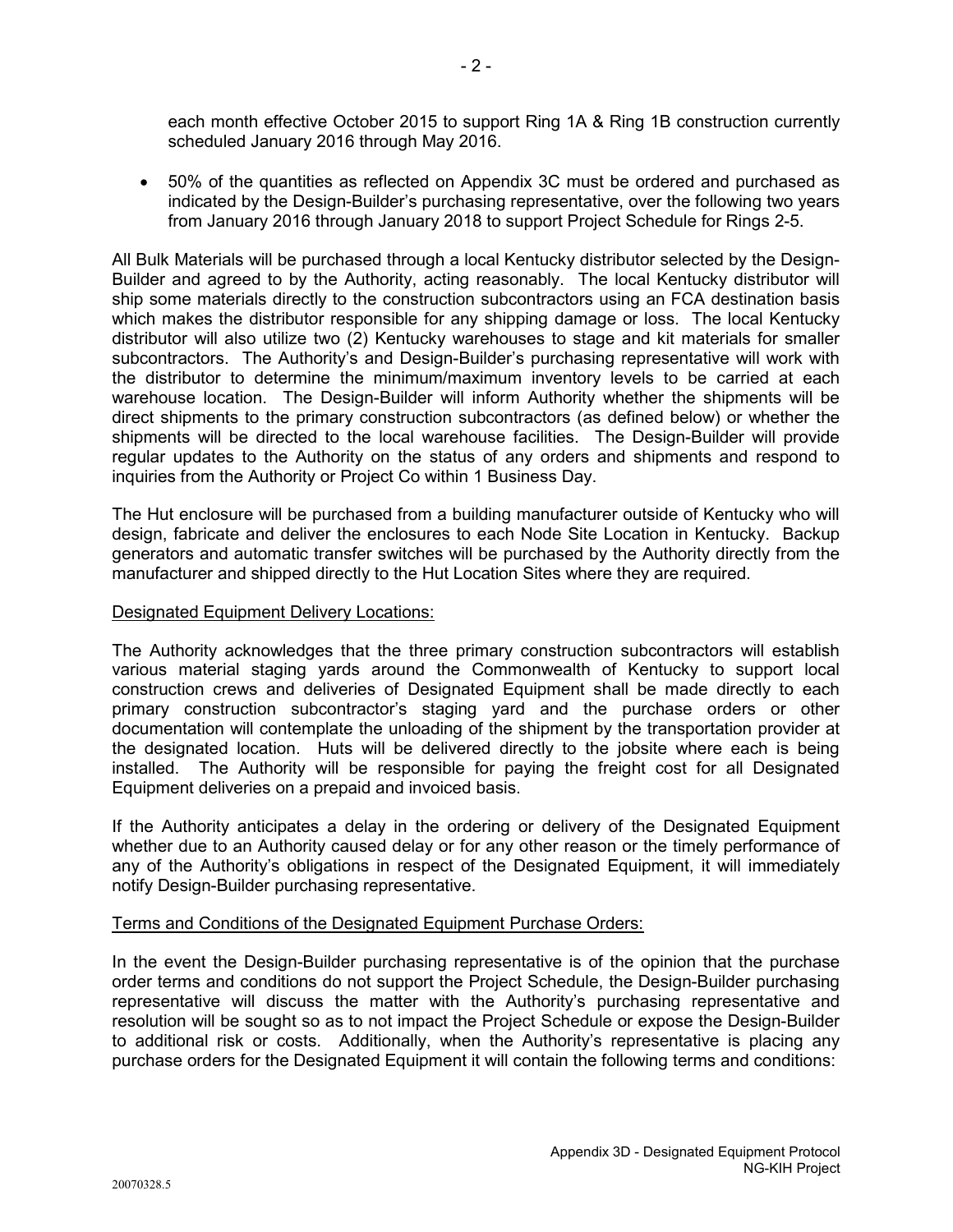each month effective October 2015 to support Ring 1A & Ring 1B construction currently scheduled January 2016 through May 2016.

- 50% of the quantities as reflected on Appendix 3C must be ordered and purchased as indicated by the Design-Builder's purchasing representative, over the following two years from January 2016 through January 2018 to support Project Schedule for Rings 2-5.

All Bulk Materials will be purchased through a local Kentucky distributor selected by the Design-Builder and agreed to by the Authority, acting reasonably. The local Kentucky distributor will ship some materials directly to the construction subcontractors using an FCA destination basis which makes the distributor responsible for any shipping damage or loss. The local Kentucky distributor will also utilize two (2) Kentucky warehouses to stage and kit materials for smaller subcontractors. The Authority's and Design-Builder's purchasing representative will work with the distributor to determine the minimum/maximum inventory levels to be carried at each warehouse location. The Design-Builder will inform Authority whether the shipments will be direct shipments to the primary construction subcontractors (as defined below) or whether the shipments will be directed to the local warehouse facilities. The Design-Builder will provide regular updates to the Authority on the status of any orders and shipments and respond to inquiries from the Authority or Project Co within 1 Business Day.

The Hut enclosure will be purchased from a building manufacturer outside of Kentucky who will design, fabricate and deliver the enclosures to each Node Site Location in Kentucky. Backup generators and automatic transfer switches will be purchased by the Authority directly from the manufacturer and shipped directly to the Hut Location Sites where they are required.

Designated Equipment Delivery Locations:

The Authority acknowledges that the three primary construction subcontractors will establish various material staging yards around the Commonwealth of Kentucky to support local construction crews and deliveries of Designated Equipment shall be made directly to each primary construction subcontractor's staging yard and the purchase orders or other documentation will contemplate the unloading of the shipment by the transportation provider at the designated location. Huts will be delivered directly to the jobsite where each is being installed. The Authority will be responsible for paying the freight cost for all Designated Equipment deliveries on a prepaid and invoiced basis.

If the Authority anticipates a delay in the ordering or delivery of the Designated Equipment whether due to an Authority caused delay or for any other reason or the timely performance of any of the Authority's obligations in respect of the Designated Equipment, it will immediately notify Design-Builder purchasing representative.

Terms and Conditions of the Designated Equipment Purchase Orders:

In the event the Design-Builder purchasing representative is of the opinion that the purchase order terms and conditions do not support the Project Schedule, the Design-Builder purchasing representative will discuss the matter with the Authority's purchasing representative and resolution will be sought so as to not impact the Project Schedule or expose the Design-Builder to additional risk or costs. Additionally, when the Authority's representative is placing any purchase orders for the Designated Equipment it will contain the following terms and conditions: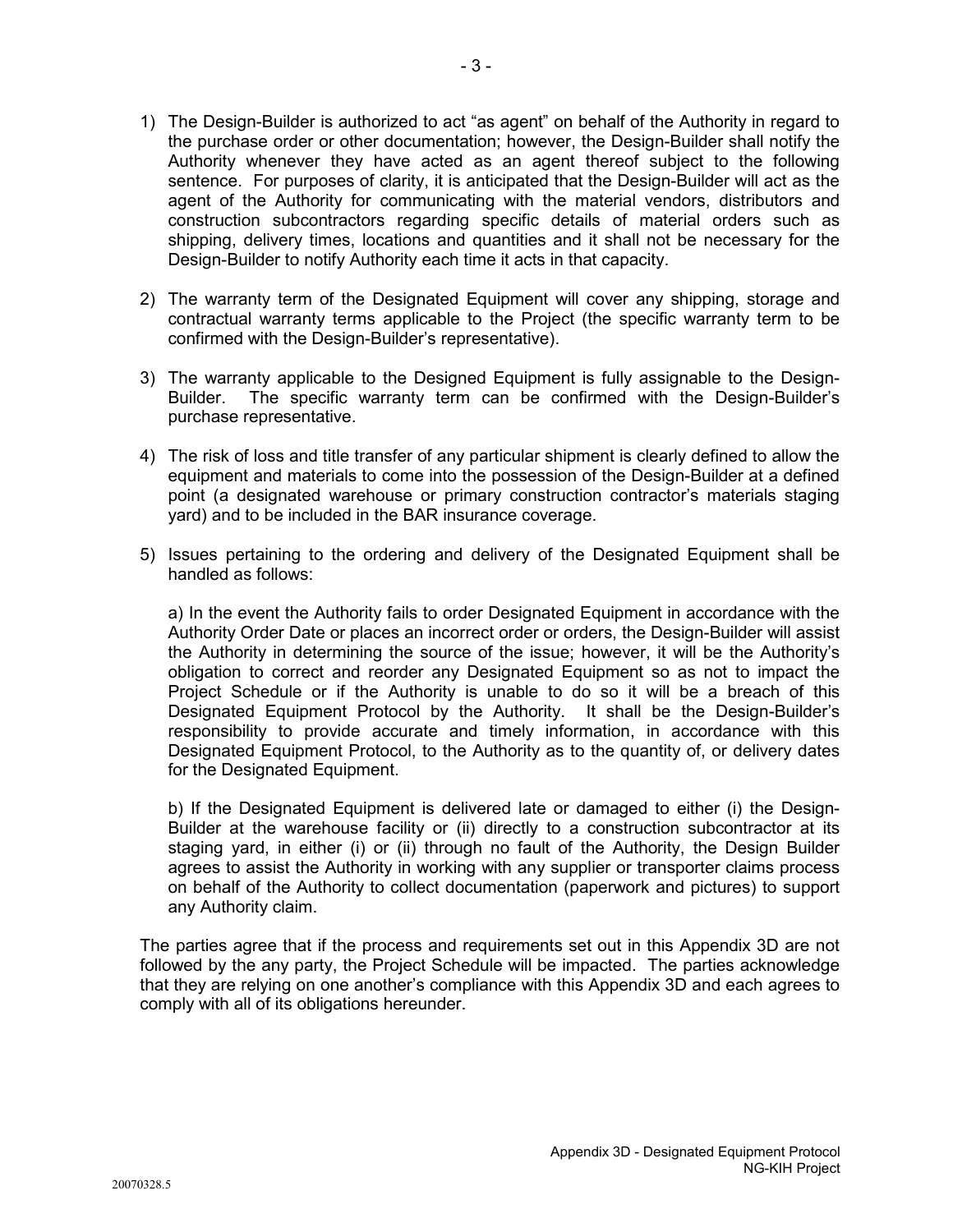1) The Design-Builder is authorized to act "as agent" on behalf of the Authority in regard to the purchase order or other documentation; however, the Design-Builder shall notify the Authority whenever they have acted as an agent thereof subject to the following sentence. For purposes of clarity, it is anticipated that the Design-Builder will act as the agent of the Authority for communicating with the material vendors, distributors and construction subcontractors regarding specific details of material orders such as shipping, delivery times, locations and quantities and it shall not be necessary for the Design-Builder to notify Authority each time it acts in that capacity.

2) The warranty term of the Designated Equipment will cover any shipping, storage and contractual warranty terms applicable to the Project (the specific warranty term to be confirmed with the Design-Builder's representative).

3) The warranty applicable to the Designed Equipment is fully assignable to the Design-Builder. The specific warranty term can be confirmed with the Design-Builder's purchase representative.

4) The risk of loss and title transfer of any particular shipment is clearly defined to allow the equipment and materials to come into the possession of the Design-Builder at a defined point (a designated warehouse or primary construction contractor's materials staging yard) and to be included in the BAR insurance coverage.

5) Issues pertaining to the ordering and delivery of the Designated Equipment shall be handled as follows:

   a) In the event the Authority fails to order Designated Equipment in accordance with the Authority Order Date or places an incorrect order or orders, the Design-Builder will assist the Authority in determining the source of the issue; however, it will be the Authority's obligation to correct and reorder any Designated Equipment so as not to impact the Project Schedule or if the Authority is unable to do so it will be a breach of this Designated Equipment Protocol by the Authority. It shall be the Design-Builder's responsibility to provide accurate and timely information, in accordance with this Designated Equipment Protocol, to the Authority as to the quantity of, or delivery dates for the Designated Equipment.

   b) If the Designated Equipment is delivered late or damaged to either (i) the Design-Builder at the warehouse facility or (ii) directly to a construction subcontractor at its staging yard, in either (i) or (ii) through no fault of the Authority, the Design Builder agrees to assist the Authority in working with any supplier or transporter claims process on behalf of the Authority to collect documentation (paperwork and pictures) to support any Authority claim.

The parties agree that if the process and requirements set out in this Appendix 3D are not followed by the any party, the Project Schedule will be impacted. The parties acknowledge that they are relying on one another's compliance with this Appendix 3D and each agrees to comply with all of its obligations hereunder.